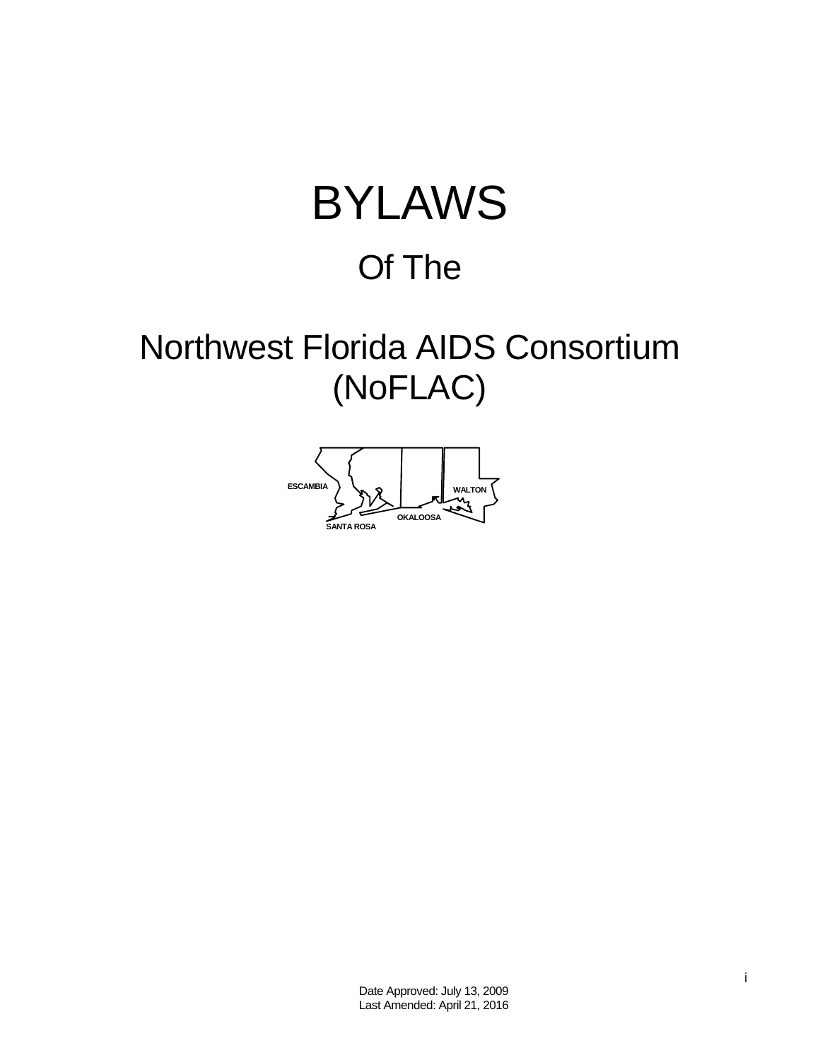# BYLAWS

## Of The

## Northwest Florida AIDS Consortium (NoFLAC)

ESCAMBIA

WALTON

OKALOOSA

SANTA ROSA

Date Approved: July 13, 2009
Last Amended: April 21, 2016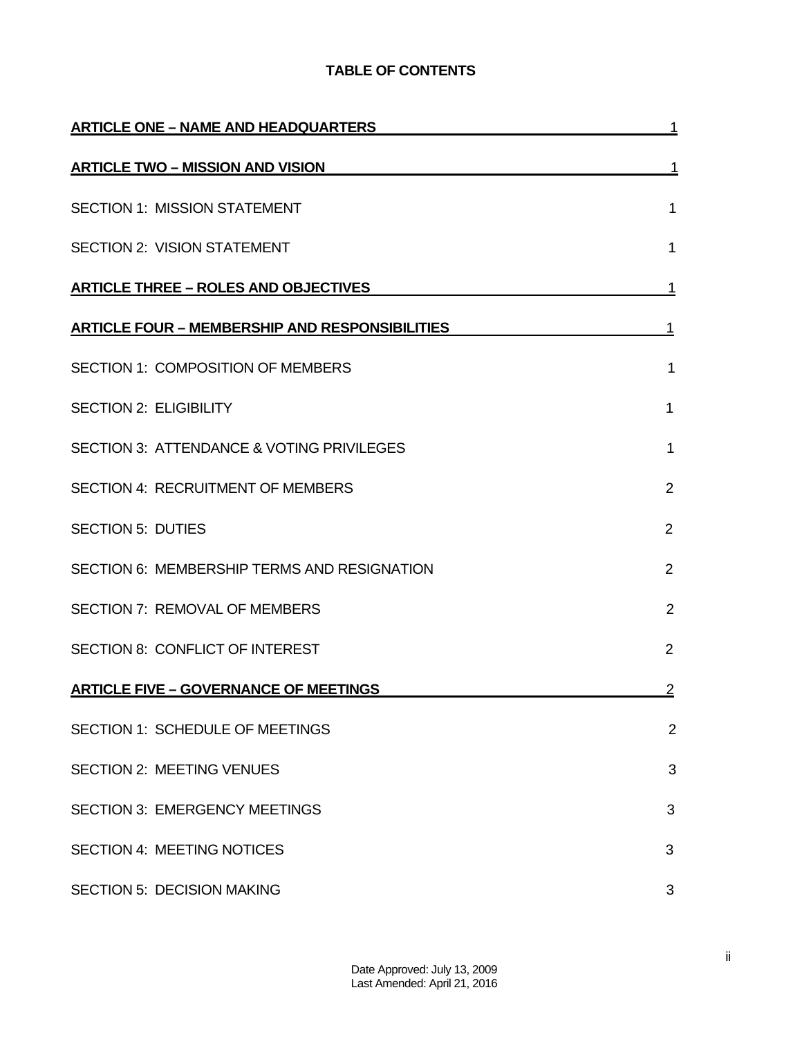## TABLE OF CONTENTS

| | |
|---|---|
| **ARTICLE ONE – NAME AND HEADQUARTERS** | 1 |
| **ARTICLE TWO – MISSION AND VISION** | 1 |
| SECTION 1: MISSION STATEMENT | 1 |
| SECTION 2: VISION STATEMENT | 1 |
| **ARTICLE THREE – ROLES AND OBJECTIVES** | 1 |
| **ARTICLE FOUR – MEMBERSHIP AND RESPONSIBILITIES** | 1 |
| SECTION 1: COMPOSITION OF MEMBERS | 1 |
| SECTION 2: ELIGIBILITY | 1 |
| SECTION 3: ATTENDANCE & VOTING PRIVILEGES | 1 |
| SECTION 4: RECRUITMENT OF MEMBERS | 2 |
| SECTION 5: DUTIES | 2 |
| SECTION 6: MEMBERSHIP TERMS AND RESIGNATION | 2 |
| SECTION 7: REMOVAL OF MEMBERS | 2 |
| SECTION 8: CONFLICT OF INTEREST | 2 |
| **ARTICLE FIVE – GOVERNANCE OF MEETINGS** | 2 |
| SECTION 1: SCHEDULE OF MEETINGS | 2 |
| SECTION 2: MEETING VENUES | 3 |
| SECTION 3: EMERGENCY MEETINGS | 3 |
| SECTION 4: MEETING NOTICES | 3 |
| SECTION 5: DECISION MAKING | 3 |

Date Approved: July 13, 2009
Last Amended: April 21, 2016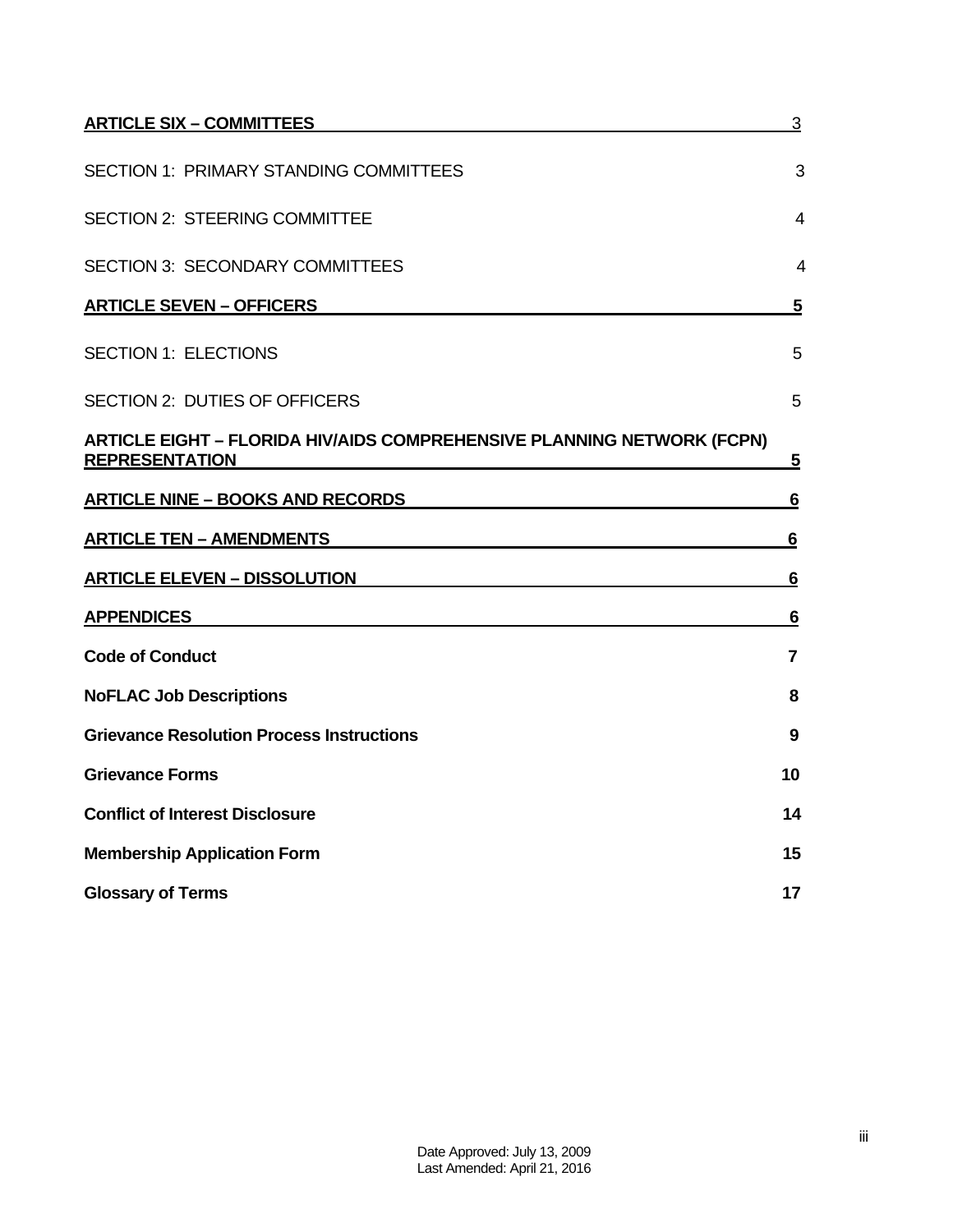**ARTICLE SIX – COMMITTEES** 3

SECTION 1: PRIMARY STANDING COMMITTEES 3

SECTION 2: STEERING COMMITTEE 4

SECTION 3: SECONDARY COMMITTEES 4

**ARTICLE SEVEN – OFFICERS** 5

SECTION 1: ELECTIONS 5

SECTION 2: DUTIES OF OFFICERS 5

**ARTICLE EIGHT – FLORIDA HIV/AIDS COMPREHENSIVE PLANNING NETWORK (FCPN) REPRESENTATION** 5

**ARTICLE NINE – BOOKS AND RECORDS** 6

**ARTICLE TEN – AMENDMENTS** 6

**ARTICLE ELEVEN – DISSOLUTION** 6

**APPENDICES** 6

**Code of Conduct** 7

**NoFLAC Job Descriptions** 8

**Grievance Resolution Process Instructions** 9

**Grievance Forms** 10

**Conflict of Interest Disclosure** 14

**Membership Application Form** 15

**Glossary of Terms** 17

Date Approved: July 13, 2009
Last Amended: April 21, 2016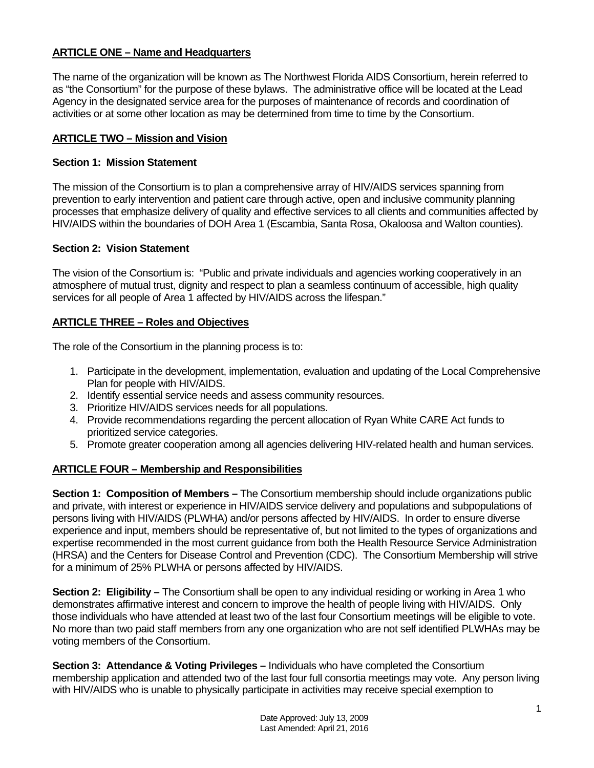## ARTICLE ONE – Name and Headquarters

The name of the organization will be known as The Northwest Florida AIDS Consortium, herein referred to as "the Consortium" for the purpose of these bylaws. The administrative office will be located at the Lead Agency in the designated service area for the purposes of maintenance of records and coordination of activities or at some other location as may be determined from time to time by the Consortium.

## ARTICLE TWO – Mission and Vision

### Section 1: Mission Statement

The mission of the Consortium is to plan a comprehensive array of HIV/AIDS services spanning from prevention to early intervention and patient care through active, open and inclusive community planning processes that emphasize delivery of quality and effective services to all clients and communities affected by HIV/AIDS within the boundaries of DOH Area 1 (Escambia, Santa Rosa, Okaloosa and Walton counties).

### Section 2: Vision Statement

The vision of the Consortium is: "Public and private individuals and agencies working cooperatively in an atmosphere of mutual trust, dignity and respect to plan a seamless continuum of accessible, high quality services for all people of Area 1 affected by HIV/AIDS across the lifespan."

## ARTICLE THREE – Roles and Objectives

The role of the Consortium in the planning process is to:

1. Participate in the development, implementation, evaluation and updating of the Local Comprehensive Plan for people with HIV/AIDS.
2. Identify essential service needs and assess community resources.
3. Prioritize HIV/AIDS services needs for all populations.
4. Provide recommendations regarding the percent allocation of Ryan White CARE Act funds to prioritized service categories.
5. Promote greater cooperation among all agencies delivering HIV-related health and human services.

## ARTICLE FOUR – Membership and Responsibilities

**Section 1: Composition of Members –** The Consortium membership should include organizations public and private, with interest or experience in HIV/AIDS service delivery and populations and subpopulations of persons living with HIV/AIDS (PLWHA) and/or persons affected by HIV/AIDS. In order to ensure diverse experience and input, members should be representative of, but not limited to the types of organizations and expertise recommended in the most current guidance from both the Health Resource Service Administration (HRSA) and the Centers for Disease Control and Prevention (CDC). The Consortium Membership will strive for a minimum of 25% PLWHA or persons affected by HIV/AIDS.

**Section 2: Eligibility –** The Consortium shall be open to any individual residing or working in Area 1 who demonstrates affirmative interest and concern to improve the health of people living with HIV/AIDS. Only those individuals who have attended at least two of the last four Consortium meetings will be eligible to vote. No more than two paid staff members from any one organization who are not self identified PLWHAs may be voting members of the Consortium.

**Section 3: Attendance & Voting Privileges –** Individuals who have completed the Consortium membership application and attended two of the last four full consortia meetings may vote. Any person living with HIV/AIDS who is unable to physically participate in activities may receive special exemption to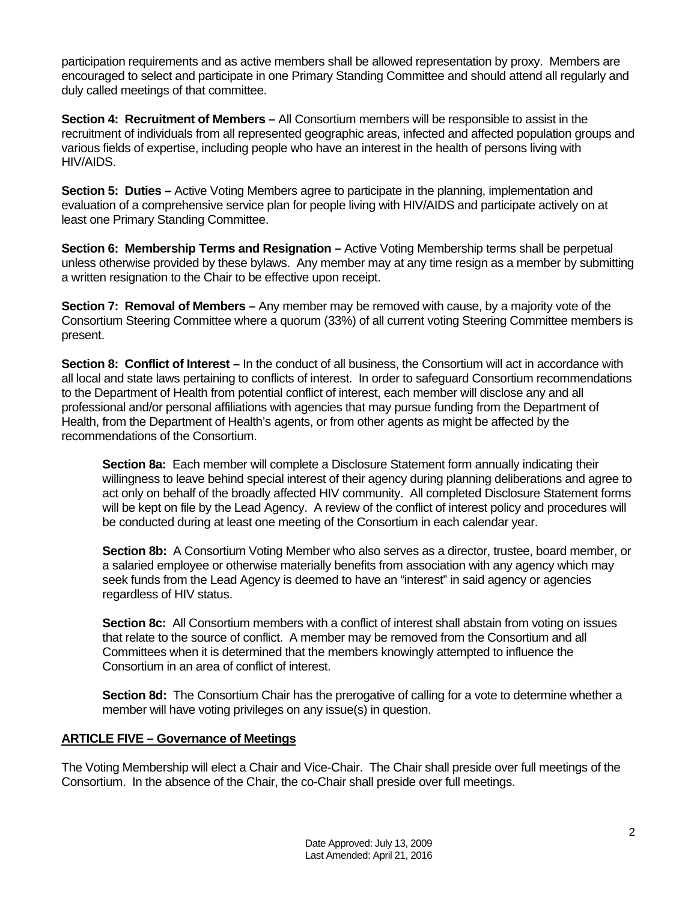participation requirements and as active members shall be allowed representation by proxy. Members are encouraged to select and participate in one Primary Standing Committee and should attend all regularly and duly called meetings of that committee.

**Section 4: Recruitment of Members –** All Consortium members will be responsible to assist in the recruitment of individuals from all represented geographic areas, infected and affected population groups and various fields of expertise, including people who have an interest in the health of persons living with HIV/AIDS.

**Section 5: Duties –** Active Voting Members agree to participate in the planning, implementation and evaluation of a comprehensive service plan for people living with HIV/AIDS and participate actively on at least one Primary Standing Committee.

**Section 6: Membership Terms and Resignation –** Active Voting Membership terms shall be perpetual unless otherwise provided by these bylaws. Any member may at any time resign as a member by submitting a written resignation to the Chair to be effective upon receipt.

**Section 7: Removal of Members –** Any member may be removed with cause, by a majority vote of the Consortium Steering Committee where a quorum (33%) of all current voting Steering Committee members is present.

**Section 8: Conflict of Interest –** In the conduct of all business, the Consortium will act in accordance with all local and state laws pertaining to conflicts of interest. In order to safeguard Consortium recommendations to the Department of Health from potential conflict of interest, each member will disclose any and all professional and/or personal affiliations with agencies that may pursue funding from the Department of Health, from the Department of Health's agents, or from other agents as might be affected by the recommendations of the Consortium.

> **Section 8a:** Each member will complete a Disclosure Statement form annually indicating their willingness to leave behind special interest of their agency during planning deliberations and agree to act only on behalf of the broadly affected HIV community. All completed Disclosure Statement forms will be kept on file by the Lead Agency. A review of the conflict of interest policy and procedures will be conducted during at least one meeting of the Consortium in each calendar year.
>
> **Section 8b:** A Consortium Voting Member who also serves as a director, trustee, board member, or a salaried employee or otherwise materially benefits from association with any agency which may seek funds from the Lead Agency is deemed to have an "interest" in said agency or agencies regardless of HIV status.
>
> **Section 8c:** All Consortium members with a conflict of interest shall abstain from voting on issues that relate to the source of conflict. A member may be removed from the Consortium and all Committees when it is determined that the members knowingly attempted to influence the Consortium in an area of conflict of interest.
>
> **Section 8d:** The Consortium Chair has the prerogative of calling for a vote to determine whether a member will have voting privileges on any issue(s) in question.

## ARTICLE FIVE – Governance of Meetings

The Voting Membership will elect a Chair and Vice-Chair. The Chair shall preside over full meetings of the Consortium. In the absence of the Chair, the co-Chair shall preside over full meetings.

Date Approved: July 13, 2009
Last Amended: April 21, 2016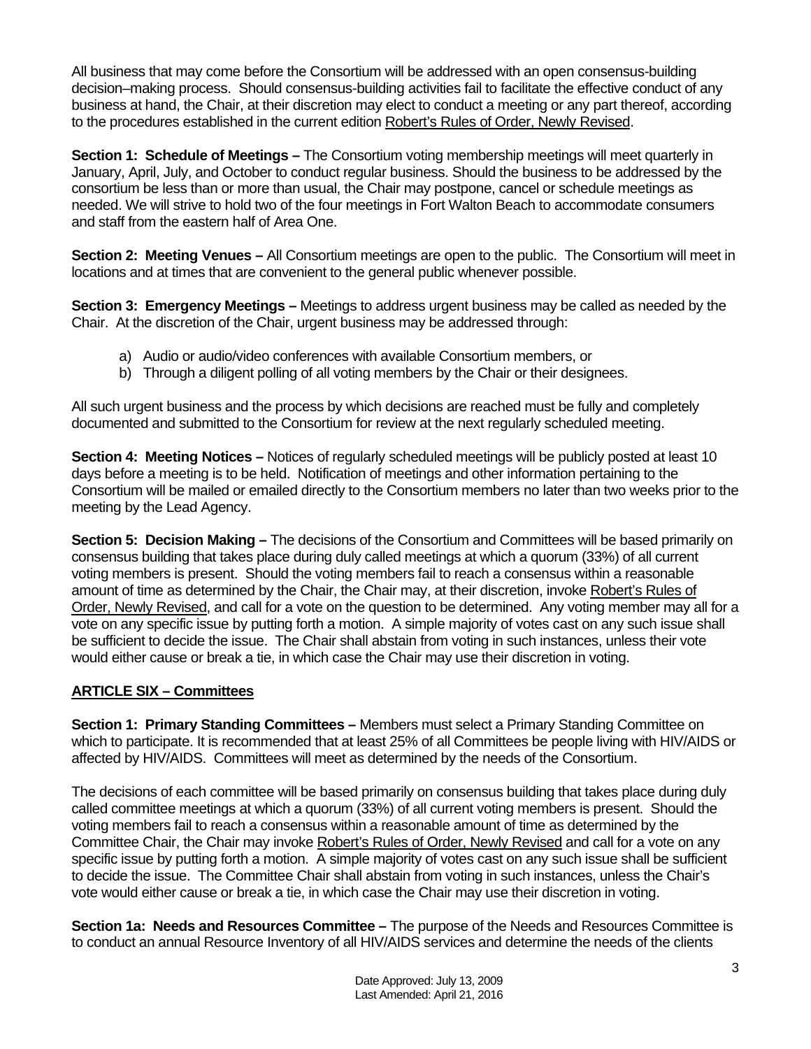All business that may come before the Consortium will be addressed with an open consensus-building decision–making process. Should consensus-building activities fail to facilitate the effective conduct of any business at hand, the Chair, at their discretion may elect to conduct a meeting or any part thereof, according to the procedures established in the current edition Robert's Rules of Order, Newly Revised.

**Section 1: Schedule of Meetings –** The Consortium voting membership meetings will meet quarterly in January, April, July, and October to conduct regular business. Should the business to be addressed by the consortium be less than or more than usual, the Chair may postpone, cancel or schedule meetings as needed. We will strive to hold two of the four meetings in Fort Walton Beach to accommodate consumers and staff from the eastern half of Area One.

**Section 2: Meeting Venues –** All Consortium meetings are open to the public. The Consortium will meet in locations and at times that are convenient to the general public whenever possible.

**Section 3: Emergency Meetings –** Meetings to address urgent business may be called as needed by the Chair. At the discretion of the Chair, urgent business may be addressed through:

a) Audio or audio/video conferences with available Consortium members, or
b) Through a diligent polling of all voting members by the Chair or their designees.

All such urgent business and the process by which decisions are reached must be fully and completely documented and submitted to the Consortium for review at the next regularly scheduled meeting.

**Section 4: Meeting Notices –** Notices of regularly scheduled meetings will be publicly posted at least 10 days before a meeting is to be held. Notification of meetings and other information pertaining to the Consortium will be mailed or emailed directly to the Consortium members no later than two weeks prior to the meeting by the Lead Agency.

**Section 5: Decision Making –** The decisions of the Consortium and Committees will be based primarily on consensus building that takes place during duly called meetings at which a quorum (33%) of all current voting members is present. Should the voting members fail to reach a consensus within a reasonable amount of time as determined by the Chair, the Chair may, at their discretion, invoke Robert's Rules of Order, Newly Revised, and call for a vote on the question to be determined. Any voting member may all for a vote on any specific issue by putting forth a motion. A simple majority of votes cast on any such issue shall be sufficient to decide the issue. The Chair shall abstain from voting in such instances, unless their vote would either cause or break a tie, in which case the Chair may use their discretion in voting.

## ARTICLE SIX – Committees

**Section 1: Primary Standing Committees –** Members must select a Primary Standing Committee on which to participate. It is recommended that at least 25% of all Committees be people living with HIV/AIDS or affected by HIV/AIDS. Committees will meet as determined by the needs of the Consortium.

The decisions of each committee will be based primarily on consensus building that takes place during duly called committee meetings at which a quorum (33%) of all current voting members is present. Should the voting members fail to reach a consensus within a reasonable amount of time as determined by the Committee Chair, the Chair may invoke Robert's Rules of Order, Newly Revised and call for a vote on any specific issue by putting forth a motion. A simple majority of votes cast on any such issue shall be sufficient to decide the issue. The Committee Chair shall abstain from voting in such instances, unless the Chair's vote would either cause or break a tie, in which case the Chair may use their discretion in voting.

**Section 1a: Needs and Resources Committee –** The purpose of the Needs and Resources Committee is to conduct an annual Resource Inventory of all HIV/AIDS services and determine the needs of the clients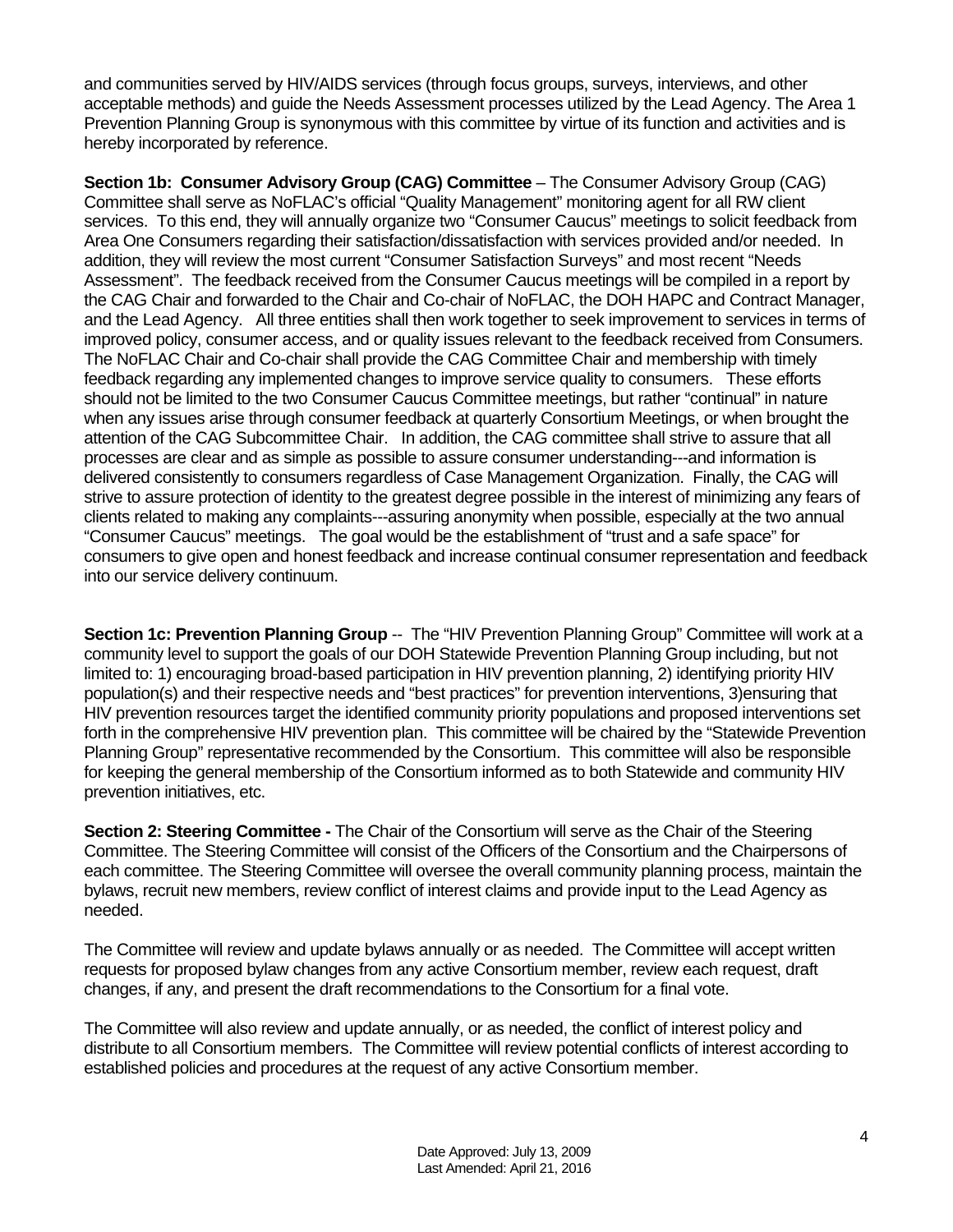and communities served by HIV/AIDS services (through focus groups, surveys, interviews, and other acceptable methods) and guide the Needs Assessment processes utilized by the Lead Agency. The Area 1 Prevention Planning Group is synonymous with this committee by virtue of its function and activities and is hereby incorporated by reference.

**Section 1b: Consumer Advisory Group (CAG) Committee** – The Consumer Advisory Group (CAG) Committee shall serve as NoFLAC's official "Quality Management" monitoring agent for all RW client services. To this end, they will annually organize two "Consumer Caucus" meetings to solicit feedback from Area One Consumers regarding their satisfaction/dissatisfaction with services provided and/or needed. In addition, they will review the most current "Consumer Satisfaction Surveys" and most recent "Needs Assessment". The feedback received from the Consumer Caucus meetings will be compiled in a report by the CAG Chair and forwarded to the Chair and Co-chair of NoFLAC, the DOH HAPC and Contract Manager, and the Lead Agency. All three entities shall then work together to seek improvement to services in terms of improved policy, consumer access, and or quality issues relevant to the feedback received from Consumers. The NoFLAC Chair and Co-chair shall provide the CAG Committee Chair and membership with timely feedback regarding any implemented changes to improve service quality to consumers. These efforts should not be limited to the two Consumer Caucus Committee meetings, but rather "continual" in nature when any issues arise through consumer feedback at quarterly Consortium Meetings, or when brought the attention of the CAG Subcommittee Chair. In addition, the CAG committee shall strive to assure that all processes are clear and as simple as possible to assure consumer understanding---and information is delivered consistently to consumers regardless of Case Management Organization. Finally, the CAG will strive to assure protection of identity to the greatest degree possible in the interest of minimizing any fears of clients related to making any complaints---assuring anonymity when possible, especially at the two annual "Consumer Caucus" meetings. The goal would be the establishment of "trust and a safe space" for consumers to give open and honest feedback and increase continual consumer representation and feedback into our service delivery continuum.

**Section 1c: Prevention Planning Group** -- The "HIV Prevention Planning Group" Committee will work at a community level to support the goals of our DOH Statewide Prevention Planning Group including, but not limited to: 1) encouraging broad-based participation in HIV prevention planning, 2) identifying priority HIV population(s) and their respective needs and "best practices" for prevention interventions, 3)ensuring that HIV prevention resources target the identified community priority populations and proposed interventions set forth in the comprehensive HIV prevention plan. This committee will be chaired by the "Statewide Prevention Planning Group" representative recommended by the Consortium. This committee will also be responsible for keeping the general membership of the Consortium informed as to both Statewide and community HIV prevention initiatives, etc.

**Section 2: Steering Committee -** The Chair of the Consortium will serve as the Chair of the Steering Committee. The Steering Committee will consist of the Officers of the Consortium and the Chairpersons of each committee. The Steering Committee will oversee the overall community planning process, maintain the bylaws, recruit new members, review conflict of interest claims and provide input to the Lead Agency as needed.

The Committee will review and update bylaws annually or as needed. The Committee will accept written requests for proposed bylaw changes from any active Consortium member, review each request, draft changes, if any, and present the draft recommendations to the Consortium for a final vote.

The Committee will also review and update annually, or as needed, the conflict of interest policy and distribute to all Consortium members. The Committee will review potential conflicts of interest according to established policies and procedures at the request of any active Consortium member.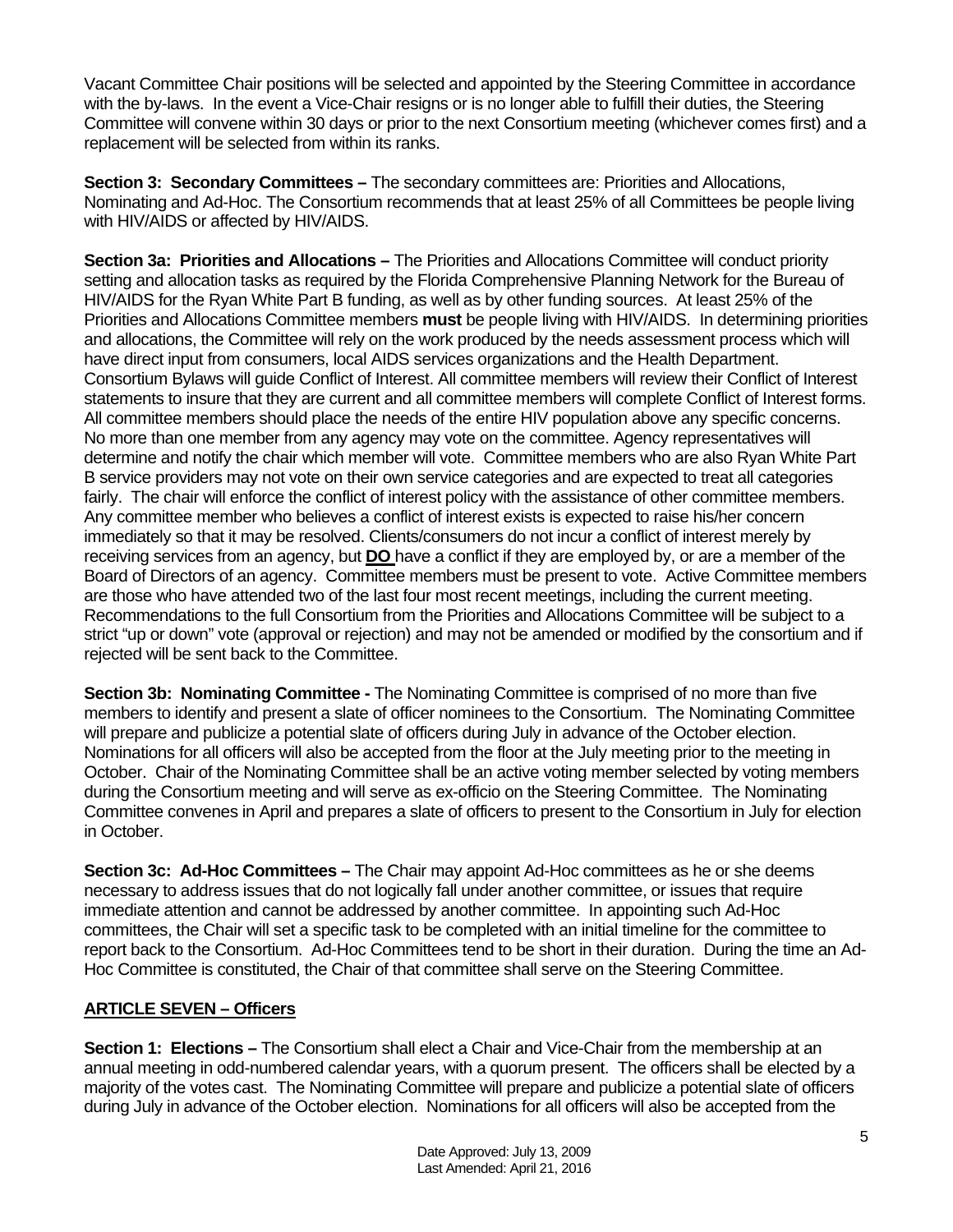Vacant Committee Chair positions will be selected and appointed by the Steering Committee in accordance with the by-laws. In the event a Vice-Chair resigns or is no longer able to fulfill their duties, the Steering Committee will convene within 30 days or prior to the next Consortium meeting (whichever comes first) and a replacement will be selected from within its ranks.

**Section 3: Secondary Committees –** The secondary committees are: Priorities and Allocations, Nominating and Ad-Hoc. The Consortium recommends that at least 25% of all Committees be people living with HIV/AIDS or affected by HIV/AIDS.

**Section 3a: Priorities and Allocations –** The Priorities and Allocations Committee will conduct priority setting and allocation tasks as required by the Florida Comprehensive Planning Network for the Bureau of HIV/AIDS for the Ryan White Part B funding, as well as by other funding sources. At least 25% of the Priorities and Allocations Committee members **must** be people living with HIV/AIDS. In determining priorities and allocations, the Committee will rely on the work produced by the needs assessment process which will have direct input from consumers, local AIDS services organizations and the Health Department. Consortium Bylaws will guide Conflict of Interest. All committee members will review their Conflict of Interest statements to insure that they are current and all committee members will complete Conflict of Interest forms. All committee members should place the needs of the entire HIV population above any specific concerns. No more than one member from any agency may vote on the committee. Agency representatives will determine and notify the chair which member will vote. Committee members who are also Ryan White Part B service providers may not vote on their own service categories and are expected to treat all categories fairly. The chair will enforce the conflict of interest policy with the assistance of other committee members. Any committee member who believes a conflict of interest exists is expected to raise his/her concern immediately so that it may be resolved. Clients/consumers do not incur a conflict of interest merely by receiving services from an agency, but **DO** have a conflict if they are employed by, or are a member of the Board of Directors of an agency. Committee members must be present to vote. Active Committee members are those who have attended two of the last four most recent meetings, including the current meeting. Recommendations to the full Consortium from the Priorities and Allocations Committee will be subject to a strict "up or down" vote (approval or rejection) and may not be amended or modified by the consortium and if rejected will be sent back to the Committee.

**Section 3b: Nominating Committee -** The Nominating Committee is comprised of no more than five members to identify and present a slate of officer nominees to the Consortium. The Nominating Committee will prepare and publicize a potential slate of officers during July in advance of the October election. Nominations for all officers will also be accepted from the floor at the July meeting prior to the meeting in October. Chair of the Nominating Committee shall be an active voting member selected by voting members during the Consortium meeting and will serve as ex-officio on the Steering Committee. The Nominating Committee convenes in April and prepares a slate of officers to present to the Consortium in July for election in October.

**Section 3c: Ad-Hoc Committees –** The Chair may appoint Ad-Hoc committees as he or she deems necessary to address issues that do not logically fall under another committee, or issues that require immediate attention and cannot be addressed by another committee. In appointing such Ad-Hoc committees, the Chair will set a specific task to be completed with an initial timeline for the committee to report back to the Consortium. Ad-Hoc Committees tend to be short in their duration. During the time an Ad-Hoc Committee is constituted, the Chair of that committee shall serve on the Steering Committee.

## ARTICLE SEVEN – Officers

**Section 1: Elections –** The Consortium shall elect a Chair and Vice-Chair from the membership at an annual meeting in odd-numbered calendar years, with a quorum present. The officers shall be elected by a majority of the votes cast. The Nominating Committee will prepare and publicize a potential slate of officers during July in advance of the October election. Nominations for all officers will also be accepted from the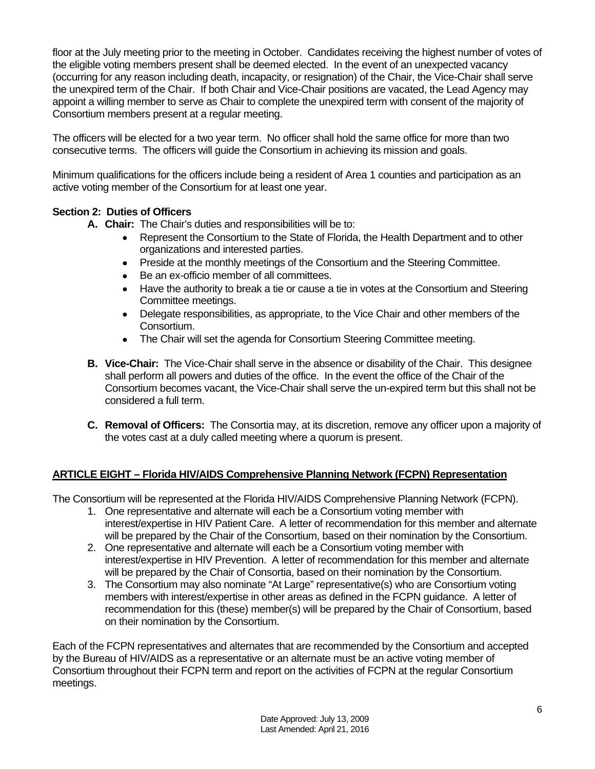floor at the July meeting prior to the meeting in October. Candidates receiving the highest number of votes of the eligible voting members present shall be deemed elected. In the event of an unexpected vacancy (occurring for any reason including death, incapacity, or resignation) of the Chair, the Vice-Chair shall serve the unexpired term of the Chair. If both Chair and Vice-Chair positions are vacated, the Lead Agency may appoint a willing member to serve as Chair to complete the unexpired term with consent of the majority of Consortium members present at a regular meeting.

The officers will be elected for a two year term. No officer shall hold the same office for more than two consecutive terms. The officers will guide the Consortium in achieving its mission and goals.

Minimum qualifications for the officers include being a resident of Area 1 counties and participation as an active voting member of the Consortium for at least one year.

**Section 2: Duties of Officers**

**A. Chair:** The Chair's duties and responsibilities will be to:

- Represent the Consortium to the State of Florida, the Health Department and to other organizations and interested parties.
- Preside at the monthly meetings of the Consortium and the Steering Committee.
- Be an ex-officio member of all committees.
- Have the authority to break a tie or cause a tie in votes at the Consortium and Steering Committee meetings.
- Delegate responsibilities, as appropriate, to the Vice Chair and other members of the Consortium.
- The Chair will set the agenda for Consortium Steering Committee meeting.

**B. Vice-Chair:** The Vice-Chair shall serve in the absence or disability of the Chair. This designee shall perform all powers and duties of the office. In the event the office of the Chair of the Consortium becomes vacant, the Vice-Chair shall serve the un-expired term but this shall not be considered a full term.

**C. Removal of Officers:** The Consortia may, at its discretion, remove any officer upon a majority of the votes cast at a duly called meeting where a quorum is present.

## ARTICLE EIGHT – Florida HIV/AIDS Comprehensive Planning Network (FCPN) Representation

The Consortium will be represented at the Florida HIV/AIDS Comprehensive Planning Network (FCPN).

1. One representative and alternate will each be a Consortium voting member with interest/expertise in HIV Patient Care. A letter of recommendation for this member and alternate will be prepared by the Chair of the Consortium, based on their nomination by the Consortium.
2. One representative and alternate will each be a Consortium voting member with interest/expertise in HIV Prevention. A letter of recommendation for this member and alternate will be prepared by the Chair of Consortia, based on their nomination by the Consortium.
3. The Consortium may also nominate "At Large" representative(s) who are Consortium voting members with interest/expertise in other areas as defined in the FCPN guidance. A letter of recommendation for this (these) member(s) will be prepared by the Chair of Consortium, based on their nomination by the Consortium.

Each of the FCPN representatives and alternates that are recommended by the Consortium and accepted by the Bureau of HIV/AIDS as a representative or an alternate must be an active voting member of Consortium throughout their FCPN term and report on the activities of FCPN at the regular Consortium meetings.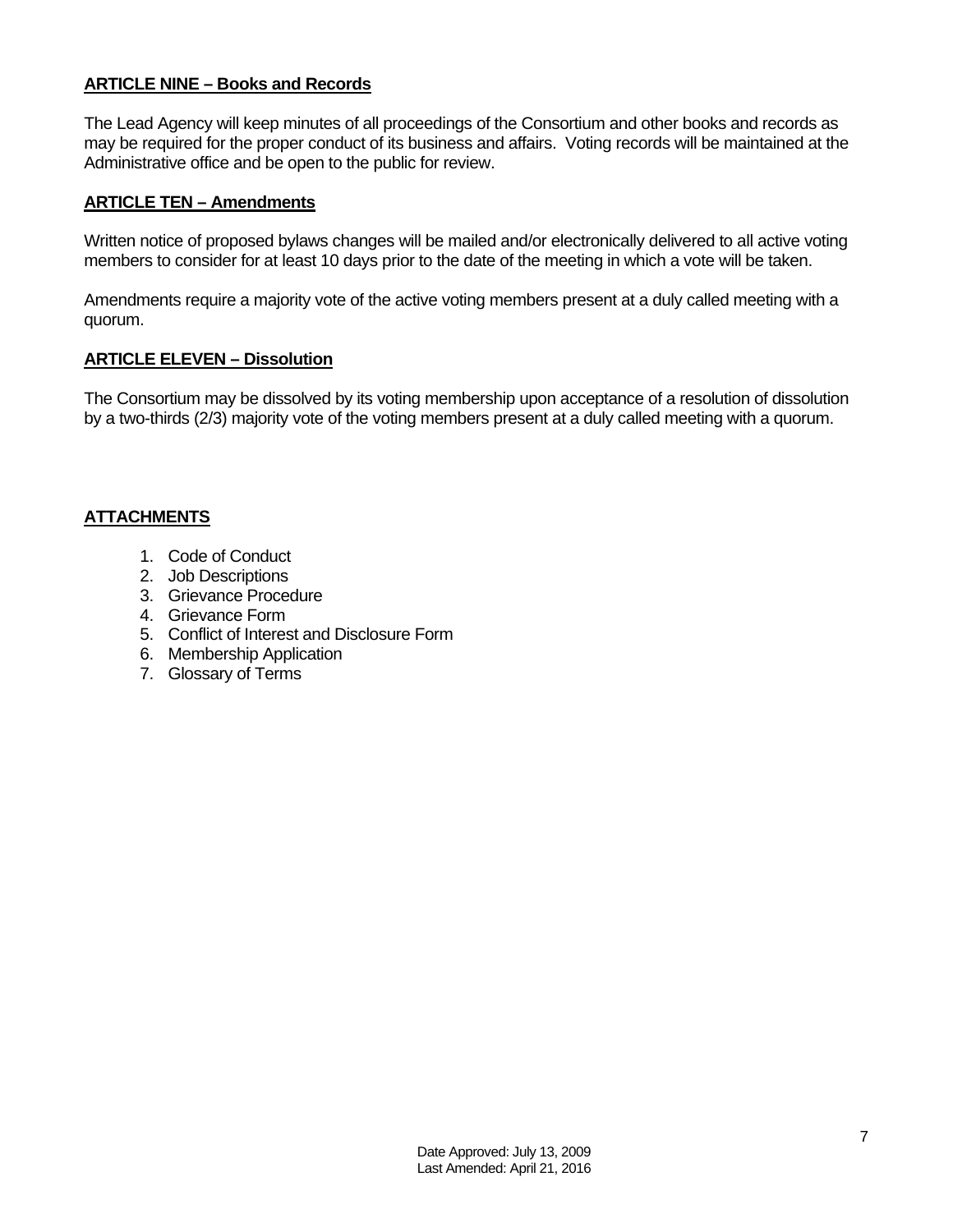**ARTICLE NINE – Books and Records**

The Lead Agency will keep minutes of all proceedings of the Consortium and other books and records as may be required for the proper conduct of its business and affairs. Voting records will be maintained at the Administrative office and be open to the public for review.

**ARTICLE TEN – Amendments**

Written notice of proposed bylaws changes will be mailed and/or electronically delivered to all active voting members to consider for at least 10 days prior to the date of the meeting in which a vote will be taken.

Amendments require a majority vote of the active voting members present at a duly called meeting with a quorum.

**ARTICLE ELEVEN – Dissolution**

The Consortium may be dissolved by its voting membership upon acceptance of a resolution of dissolution by a two-thirds (2/3) majority vote of the voting members present at a duly called meeting with a quorum.

**ATTACHMENTS**

1. Code of Conduct
2. Job Descriptions
3. Grievance Procedure
4. Grievance Form
5. Conflict of Interest and Disclosure Form
6. Membership Application
7. Glossary of Terms

Date Approved: July 13, 2009
Last Amended: April 21, 2016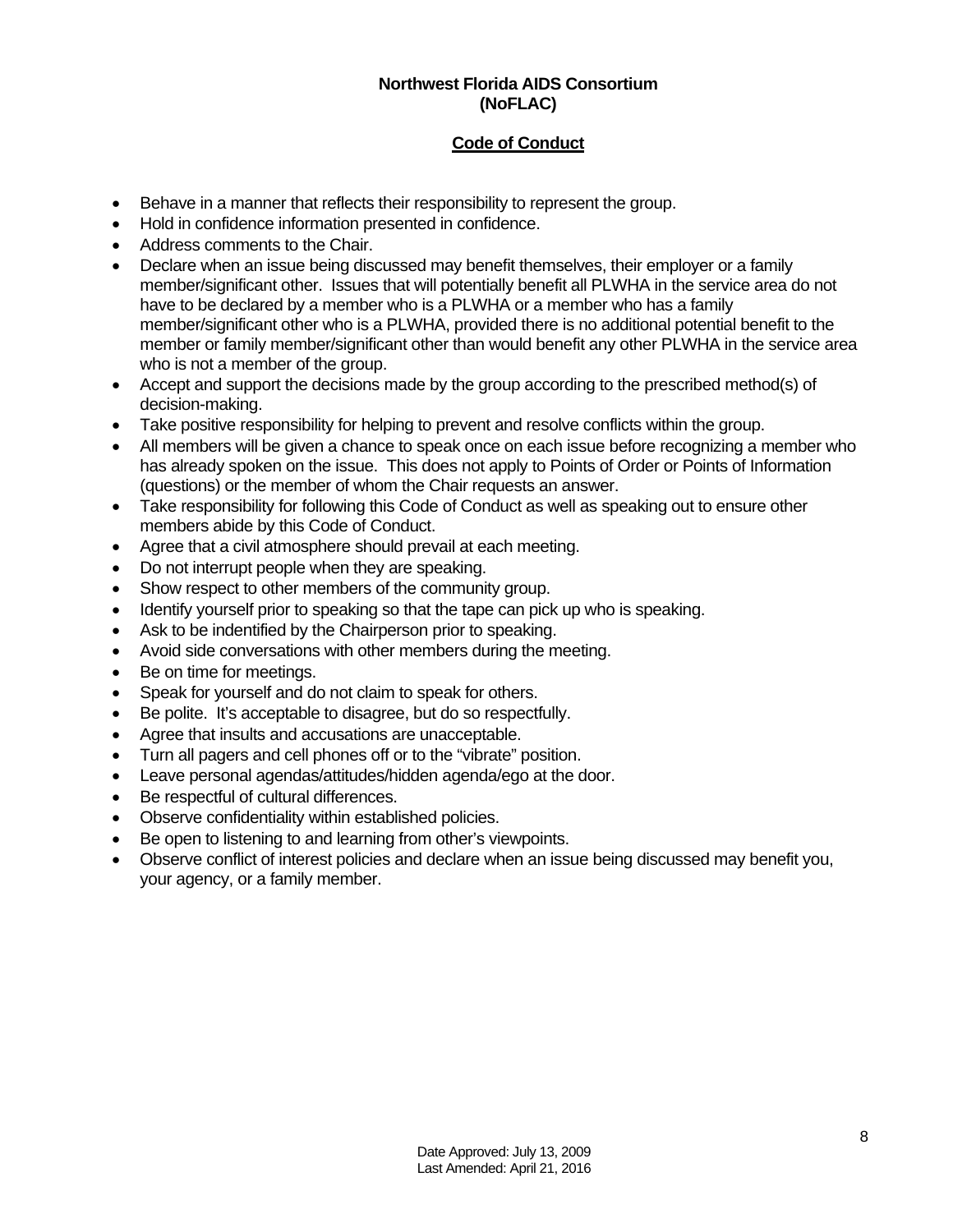**Northwest Florida AIDS Consortium (NoFLAC)**

## Code of Conduct

- Behave in a manner that reflects their responsibility to represent the group.
- Hold in confidence information presented in confidence.
- Address comments to the Chair.
- Declare when an issue being discussed may benefit themselves, their employer or a family member/significant other. Issues that will potentially benefit all PLWHA in the service area do not have to be declared by a member who is a PLWHA or a member who has a family member/significant other who is a PLWHA, provided there is no additional potential benefit to the member or family member/significant other than would benefit any other PLWHA in the service area who is not a member of the group.
- Accept and support the decisions made by the group according to the prescribed method(s) of decision-making.
- Take positive responsibility for helping to prevent and resolve conflicts within the group.
- All members will be given a chance to speak once on each issue before recognizing a member who has already spoken on the issue. This does not apply to Points of Order or Points of Information (questions) or the member of whom the Chair requests an answer.
- Take responsibility for following this Code of Conduct as well as speaking out to ensure other members abide by this Code of Conduct.
- Agree that a civil atmosphere should prevail at each meeting.
- Do not interrupt people when they are speaking.
- Show respect to other members of the community group.
- Identify yourself prior to speaking so that the tape can pick up who is speaking.
- Ask to be indentified by the Chairperson prior to speaking.
- Avoid side conversations with other members during the meeting.
- Be on time for meetings.
- Speak for yourself and do not claim to speak for others.
- Be polite. It's acceptable to disagree, but do so respectfully.
- Agree that insults and accusations are unacceptable.
- Turn all pagers and cell phones off or to the "vibrate" position.
- Leave personal agendas/attitudes/hidden agenda/ego at the door.
- Be respectful of cultural differences.
- Observe confidentiality within established policies.
- Be open to listening to and learning from other's viewpoints.
- Observe conflict of interest policies and declare when an issue being discussed may benefit you, your agency, or a family member.

Date Approved: July 13, 2009
Last Amended: April 21, 2016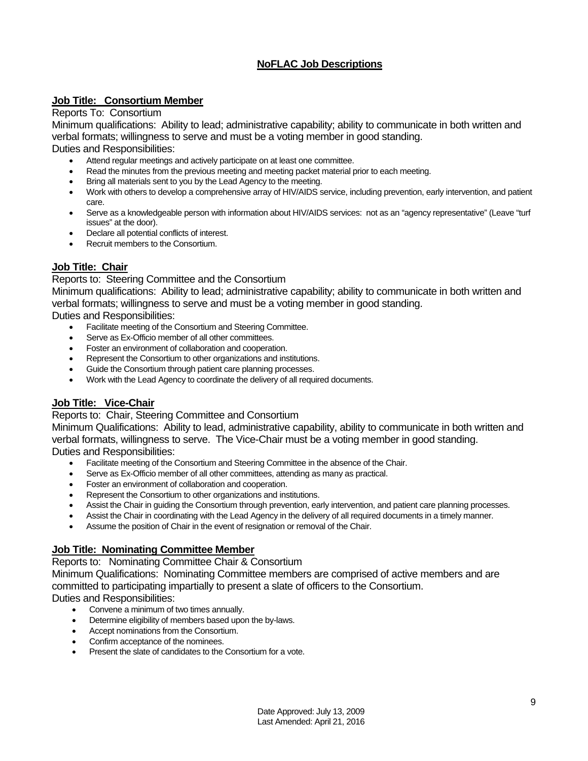# NoFLAC Job Descriptions

**Job Title: Consortium Member**

Reports To: Consortium

Minimum qualifications: Ability to lead; administrative capability; ability to communicate in both written and verbal formats; willingness to serve and must be a voting member in good standing.

Duties and Responsibilities:

- Attend regular meetings and actively participate on at least one committee.
- Read the minutes from the previous meeting and meeting packet material prior to each meeting.
- Bring all materials sent to you by the Lead Agency to the meeting.
- Work with others to develop a comprehensive array of HIV/AIDS service, including prevention, early intervention, and patient care.
- Serve as a knowledgeable person with information about HIV/AIDS services: not as an "agency representative" (Leave "turf issues" at the door).
- Declare all potential conflicts of interest.
- Recruit members to the Consortium.

**Job Title: Chair**

Reports to: Steering Committee and the Consortium

Minimum qualifications: Ability to lead; administrative capability; ability to communicate in both written and verbal formats; willingness to serve and must be a voting member in good standing.

Duties and Responsibilities:

- Facilitate meeting of the Consortium and Steering Committee.
- Serve as Ex-Officio member of all other committees.
- Foster an environment of collaboration and cooperation.
- Represent the Consortium to other organizations and institutions.
- Guide the Consortium through patient care planning processes.
- Work with the Lead Agency to coordinate the delivery of all required documents.

**Job Title: Vice-Chair**

Reports to: Chair, Steering Committee and Consortium

Minimum Qualifications: Ability to lead, administrative capability, ability to communicate in both written and verbal formats, willingness to serve. The Vice-Chair must be a voting member in good standing.

Duties and Responsibilities:

- Facilitate meeting of the Consortium and Steering Committee in the absence of the Chair.
- Serve as Ex-Officio member of all other committees, attending as many as practical.
- Foster an environment of collaboration and cooperation.
- Represent the Consortium to other organizations and institutions.
- Assist the Chair in guiding the Consortium through prevention, early intervention, and patient care planning processes.
- Assist the Chair in coordinating with the Lead Agency in the delivery of all required documents in a timely manner.
- Assume the position of Chair in the event of resignation or removal of the Chair.

**Job Title: Nominating Committee Member**

Reports to: Nominating Committee Chair & Consortium

Minimum Qualifications: Nominating Committee members are comprised of active members and are committed to participating impartially to present a slate of officers to the Consortium.

Duties and Responsibilities:

- Convene a minimum of two times annually.
- Determine eligibility of members based upon the by-laws.
- Accept nominations from the Consortium.
- Confirm acceptance of the nominees.
- Present the slate of candidates to the Consortium for a vote.

Date Approved: July 13, 2009
Last Amended: April 21, 2016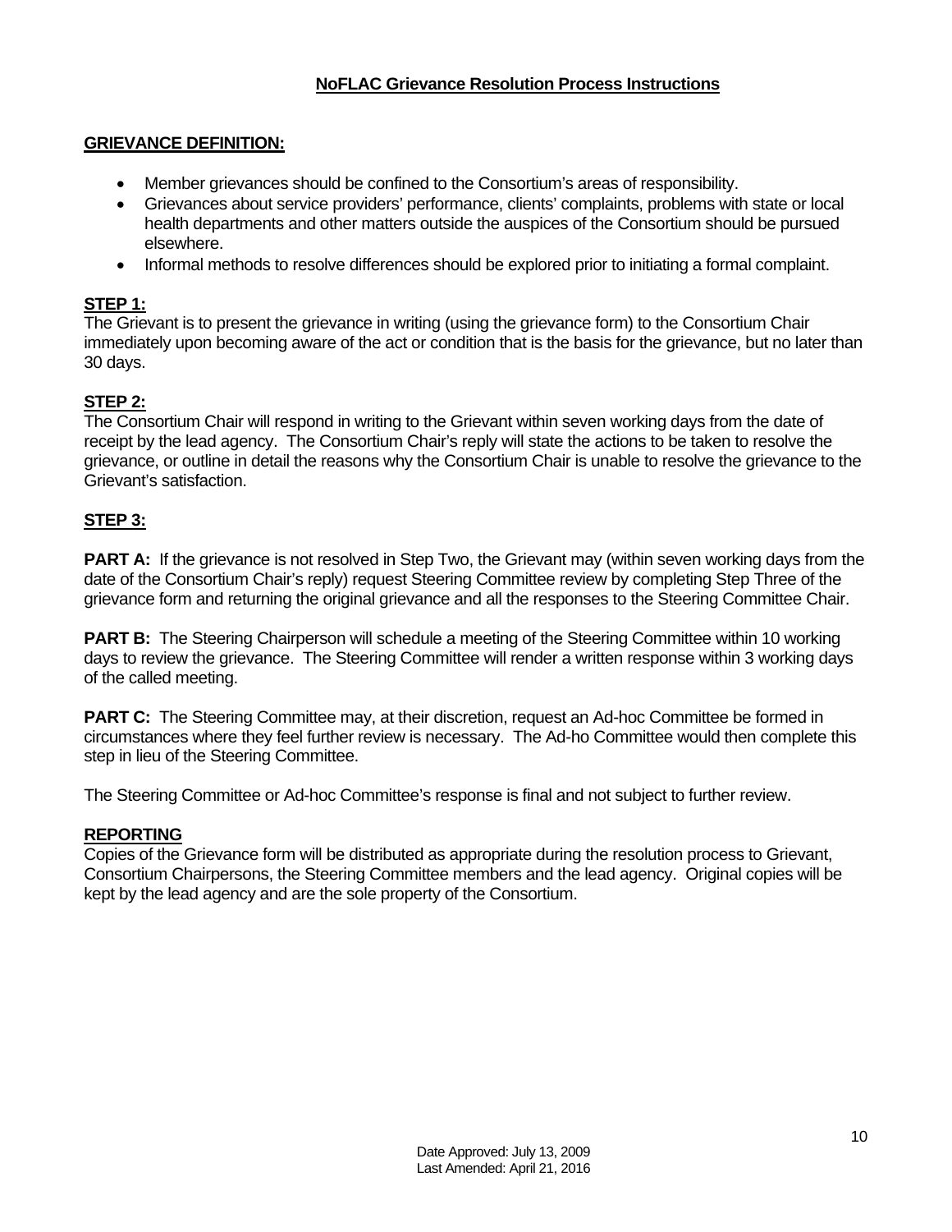# NoFLAC Grievance Resolution Process Instructions

## GRIEVANCE DEFINITION:

- Member grievances should be confined to the Consortium's areas of responsibility.
- Grievances about service providers' performance, clients' complaints, problems with state or local health departments and other matters outside the auspices of the Consortium should be pursued elsewhere.
- Informal methods to resolve differences should be explored prior to initiating a formal complaint.

## STEP 1:

The Grievant is to present the grievance in writing (using the grievance form) to the Consortium Chair immediately upon becoming aware of the act or condition that is the basis for the grievance, but no later than 30 days.

## STEP 2:

The Consortium Chair will respond in writing to the Grievant within seven working days from the date of receipt by the lead agency. The Consortium Chair's reply will state the actions to be taken to resolve the grievance, or outline in detail the reasons why the Consortium Chair is unable to resolve the grievance to the Grievant's satisfaction.

## STEP 3:

**PART A:** If the grievance is not resolved in Step Two, the Grievant may (within seven working days from the date of the Consortium Chair's reply) request Steering Committee review by completing Step Three of the grievance form and returning the original grievance and all the responses to the Steering Committee Chair.

**PART B:** The Steering Chairperson will schedule a meeting of the Steering Committee within 10 working days to review the grievance. The Steering Committee will render a written response within 3 working days of the called meeting.

**PART C:** The Steering Committee may, at their discretion, request an Ad-hoc Committee be formed in circumstances where they feel further review is necessary. The Ad-ho Committee would then complete this step in lieu of the Steering Committee.

The Steering Committee or Ad-hoc Committee's response is final and not subject to further review.

## REPORTING

Copies of the Grievance form will be distributed as appropriate during the resolution process to Grievant, Consortium Chairpersons, the Steering Committee members and the lead agency. Original copies will be kept by the lead agency and are the sole property of the Consortium.

Date Approved: July 13, 2009
Last Amended: April 21, 2016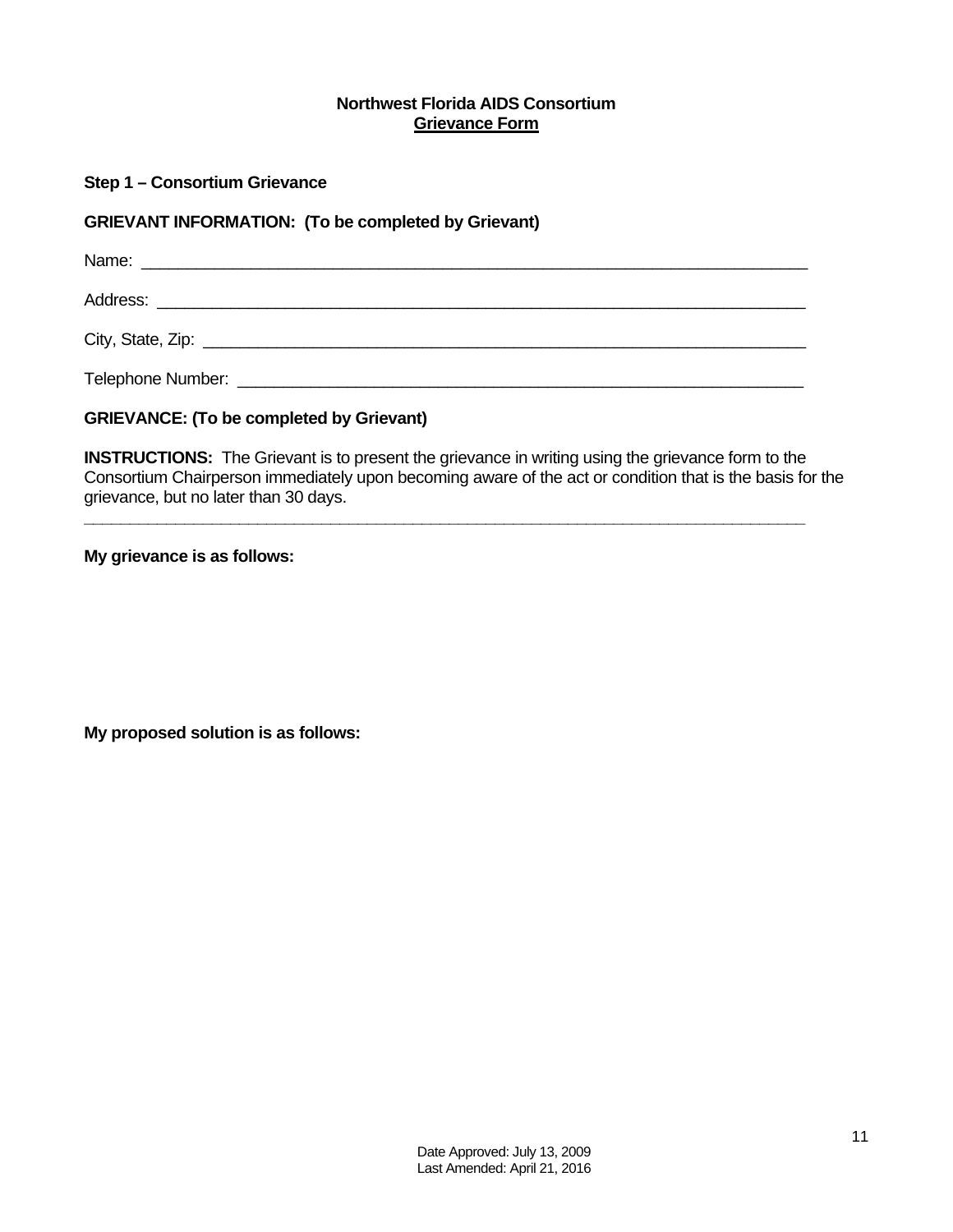**Northwest Florida AIDS Consortium**
**<u>Grievance Form</u>**

**Step 1 – Consortium Grievance**

**GRIEVANT INFORMATION: (To be completed by Grievant)**

Name: ___________________________________________________________________________

Address: _________________________________________________________________________

City, State, Zip: ____________________________________________________________________

Telephone Number: _________________________________________________________________

**GRIEVANCE: (To be completed by Grievant)**

**INSTRUCTIONS:** The Grievant is to present the grievance in writing using the grievance form to the Consortium Chairperson immediately upon becoming aware of the act or condition that is the basis for the grievance, but no later than 30 days.

---

**My grievance is as follows:**

**My proposed solution is as follows:**

Date Approved: July 13, 2009
Last Amended: April 21, 2016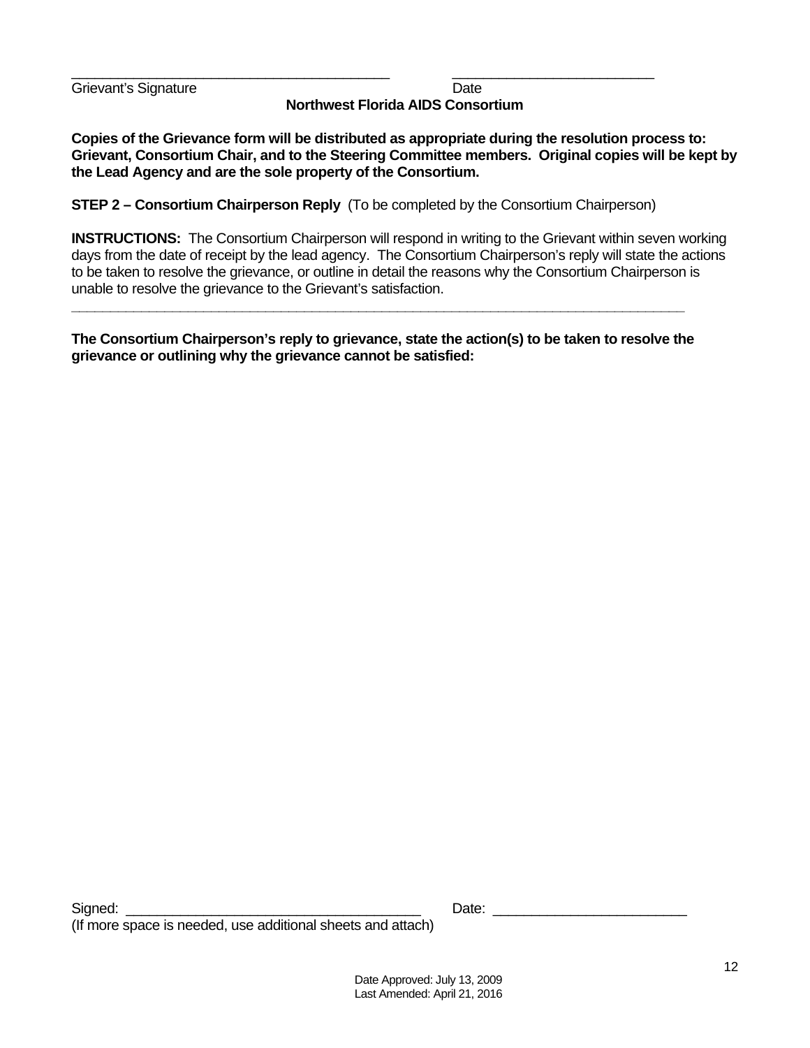\_\_\_\_\_\_\_\_\_\_\_\_\_\_\_\_\_\_\_\_\_\_\_\_\_\_\_\_\_\_\_\_\_\_\_\_\_\_\_\_ \_\_\_\_\_\_\_\_\_\_\_\_\_\_\_\_\_\_\_\_\_\_\_\_\_\_

Grievant's Signature Date

**Northwest Florida AIDS Consortium**

**Copies of the Grievance form will be distributed as appropriate during the resolution process to: Grievant, Consortium Chair, and to the Steering Committee members. Original copies will be kept by the Lead Agency and are the sole property of the Consortium.**

**STEP 2 – Consortium Chairperson Reply** (To be completed by the Consortium Chairperson)

**INSTRUCTIONS:** The Consortium Chairperson will respond in writing to the Grievant within seven working days from the date of receipt by the lead agency. The Consortium Chairperson's reply will state the actions to be taken to resolve the grievance, or outline in detail the reasons why the Consortium Chairperson is unable to resolve the grievance to the Grievant's satisfaction.

---

**The Consortium Chairperson's reply to grievance, state the action(s) to be taken to resolve the grievance or outlining why the grievance cannot be satisfied:**

Signed: \_\_\_\_\_\_\_\_\_\_\_\_\_\_\_\_\_\_\_\_\_\_\_\_\_\_\_\_\_\_\_\_\_\_\_\_\_\_ Date: \_\_\_\_\_\_\_\_\_\_\_\_\_\_\_\_\_\_\_\_\_\_\_\_\_

(If more space is needed, use additional sheets and attach)

Date Approved: July 13, 2009
Last Amended: April 21, 2016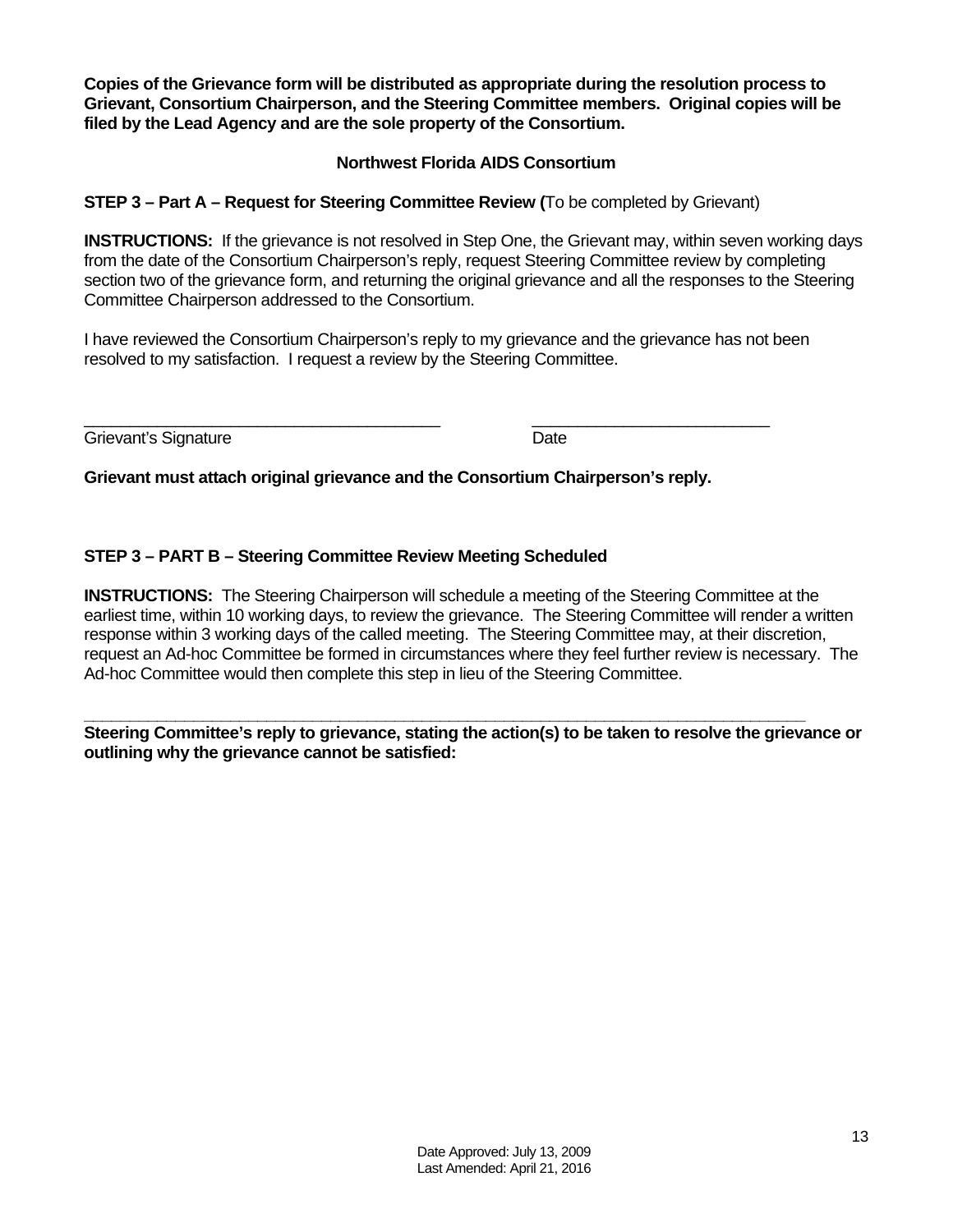**Copies of the Grievance form will be distributed as appropriate during the resolution process to Grievant, Consortium Chairperson, and the Steering Committee members. Original copies will be filed by the Lead Agency and are the sole property of the Consortium.**

**Northwest Florida AIDS Consortium**

**STEP 3 – Part A – Request for Steering Committee Review (**To be completed by Grievant)

**INSTRUCTIONS:** If the grievance is not resolved in Step One, the Grievant may, within seven working days from the date of the Consortium Chairperson's reply, request Steering Committee review by completing section two of the grievance form, and returning the original grievance and all the responses to the Steering Committee Chairperson addressed to the Consortium.

I have reviewed the Consortium Chairperson's reply to my grievance and the grievance has not been resolved to my satisfaction. I request a review by the Steering Committee.

_______________________________________ __________________________

Grievant's Signature Date

**Grievant must attach original grievance and the Consortium Chairperson's reply.**

**STEP 3 – PART B – Steering Committee Review Meeting Scheduled**

**INSTRUCTIONS:** The Steering Chairperson will schedule a meeting of the Steering Committee at the earliest time, within 10 working days, to review the grievance. The Steering Committee will render a written response within 3 working days of the called meeting. The Steering Committee may, at their discretion, request an Ad-hoc Committee be formed in circumstances where they feel further review is necessary. The Ad-hoc Committee would then complete this step in lieu of the Steering Committee.

________________________________________________________________________________

**Steering Committee's reply to grievance, stating the action(s) to be taken to resolve the grievance or outlining why the grievance cannot be satisfied:**

Date Approved: July 13, 2009
Last Amended: April 21, 2016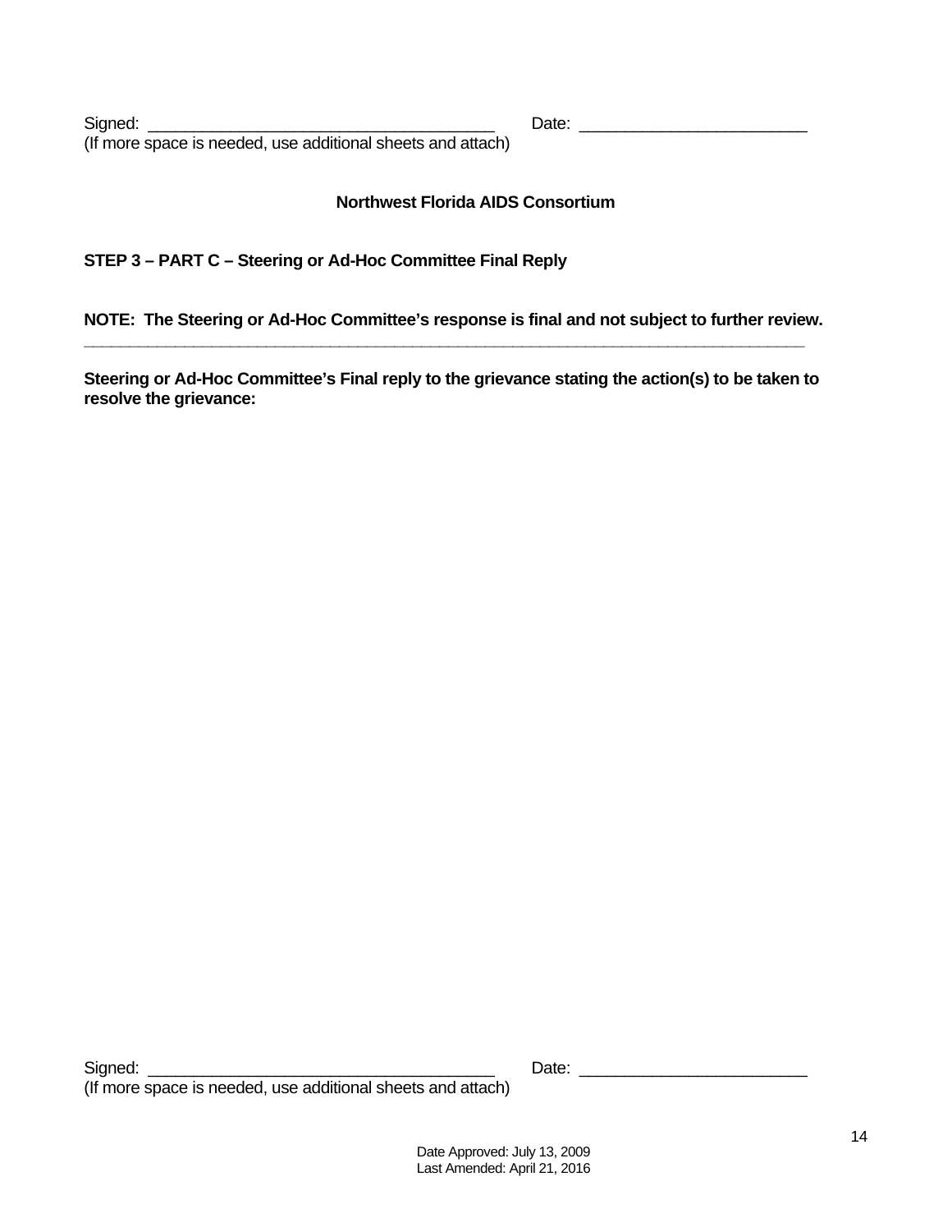Signed: _______________________________________ Date: _________________________
(If more space is needed, use additional sheets and attach)

**Northwest Florida AIDS Consortium**

**STEP 3 – PART C – Steering or Ad-Hoc Committee Final Reply**

**NOTE: The Steering or Ad-Hoc Committee's response is final and not subject to further review.**

---

**Steering or Ad-Hoc Committee's Final reply to the grievance stating the action(s) to be taken to resolve the grievance:**

Signed: _______________________________________ Date: _________________________
(If more space is needed, use additional sheets and attach)

Date Approved: July 13, 2009
Last Amended: April 21, 2016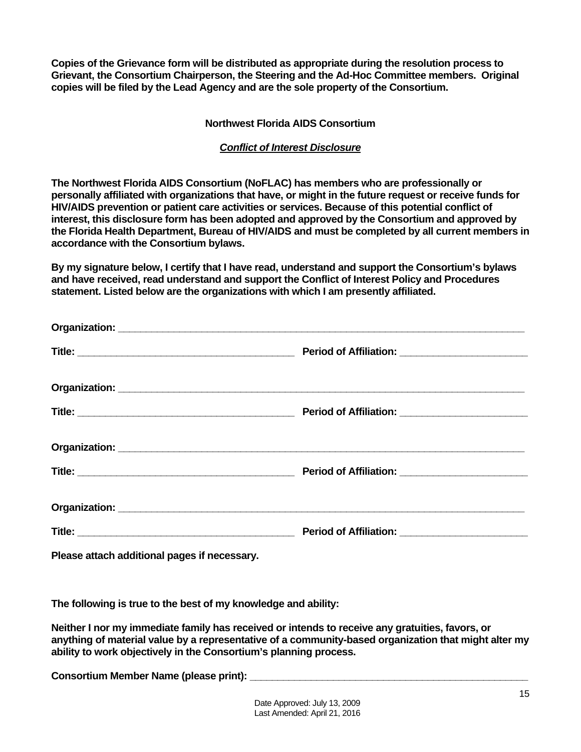**Copies of the Grievance form will be distributed as appropriate during the resolution process to Grievant, the Consortium Chairperson, the Steering and the Ad-Hoc Committee members. Original copies will be filed by the Lead Agency and are the sole property of the Consortium.**

**Northwest Florida AIDS Consortium**

***<u>Conflict of Interest Disclosure</u>***

**The Northwest Florida AIDS Consortium (NoFLAC) has members who are professionally or personally affiliated with organizations that have, or might in the future request or receive funds for HIV/AIDS prevention or patient care activities or services. Because of this potential conflict of interest, this disclosure form has been adopted and approved by the Consortium and approved by the Florida Health Department, Bureau of HIV/AIDS and must be completed by all current members in accordance with the Consortium bylaws.**

**By my signature below, I certify that I have read, understand and support the Consortium's bylaws and have received, read understand and support the Conflict of Interest Policy and Procedures statement. Listed below are the organizations with which I am presently affiliated.**

**Organization:** ______________________________________________________________________

**Title:** ____________________________________ **Period of Affiliation:** _____________________

**Organization:** ______________________________________________________________________

**Title:** ____________________________________ **Period of Affiliation:** _____________________

**Organization:** ______________________________________________________________________

**Title:** ____________________________________ **Period of Affiliation:** _____________________

**Organization:** ______________________________________________________________________

**Title:** ____________________________________ **Period of Affiliation:** _____________________

**Please attach additional pages if necessary.**

**The following is true to the best of my knowledge and ability:**

**Neither I nor my immediate family has received or intends to receive any gratuities, favors, or anything of material value by a representative of a community-based organization that might alter my ability to work objectively in the Consortium's planning process.**

**Consortium Member Name (please print):** _____________________________________________

Date Approved: July 13, 2009
Last Amended: April 21, 2016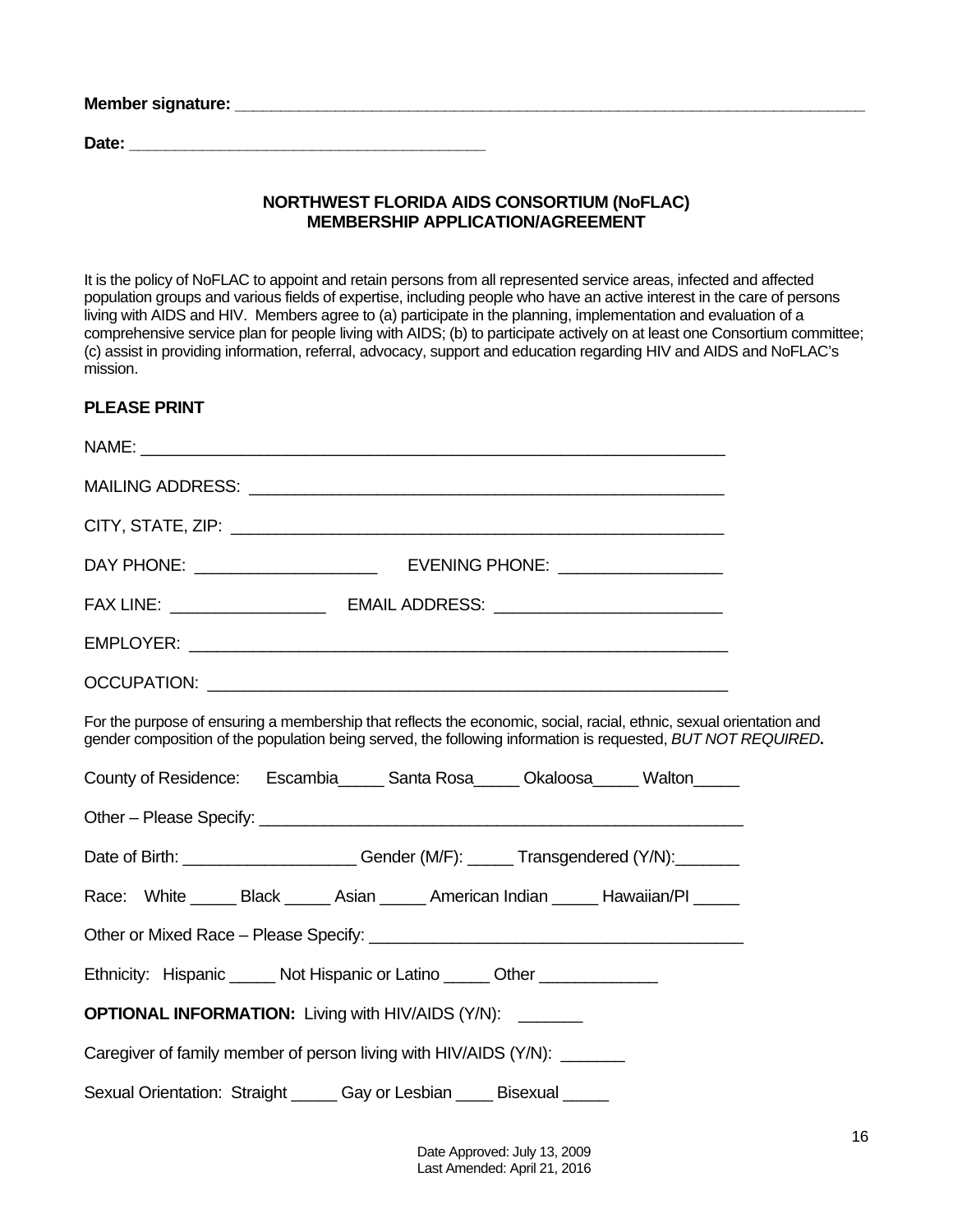**Member signature:** ___________________________________________________________________________

**Date:** ________________________________________

**NORTHWEST FLORIDA AIDS CONSORTIUM (NoFLAC)**
**MEMBERSHIP APPLICATION/AGREEMENT**

It is the policy of NoFLAC to appoint and retain persons from all represented service areas, infected and affected population groups and various fields of expertise, including people who have an active interest in the care of persons living with AIDS and HIV. Members agree to (a) participate in the planning, implementation and evaluation of a comprehensive service plan for people living with AIDS; (b) to participate actively on at least one Consortium committee; (c) assist in providing information, referral, advocacy, support and education regarding HIV and AIDS and NoFLAC's mission.

**PLEASE PRINT**

NAME: ________________________________________________________________

MAILING ADDRESS: ____________________________________________________

CITY, STATE, ZIP: _____________________________________________________

DAY PHONE: ___________________ EVENING PHONE: _________________

FAX LINE: ________________ EMAIL ADDRESS: ________________________

EMPLOYER: ___________________________________________________________

OCCUPATION: _________________________________________________________

For the purpose of ensuring a membership that reflects the economic, social, racial, ethnic, sexual orientation and gender composition of the population being served, the following information is requested, *BUT NOT REQUIRED***.**

County of Residence: Escambia_____ Santa Rosa_____ Okaloosa_____ Walton_____

Other – Please Specify: ____________________________________________________

Date of Birth: __________________ Gender (M/F): _____ Transgendered (Y/N):_______

Race: White _____ Black _____ Asian _____ American Indian _____ Hawaiian/PI _____

Other or Mixed Race – Please Specify: _____________________________________

Ethnicity: Hispanic _____ Not Hispanic or Latino _____ Other ____________

**OPTIONAL INFORMATION:** Living with HIV/AIDS (Y/N): _______

Caregiver of family member of person living with HIV/AIDS (Y/N): _______

Sexual Orientation: Straight _____ Gay or Lesbian ____ Bisexual _____

Date Approved: July 13, 2009
Last Amended: April 21, 2016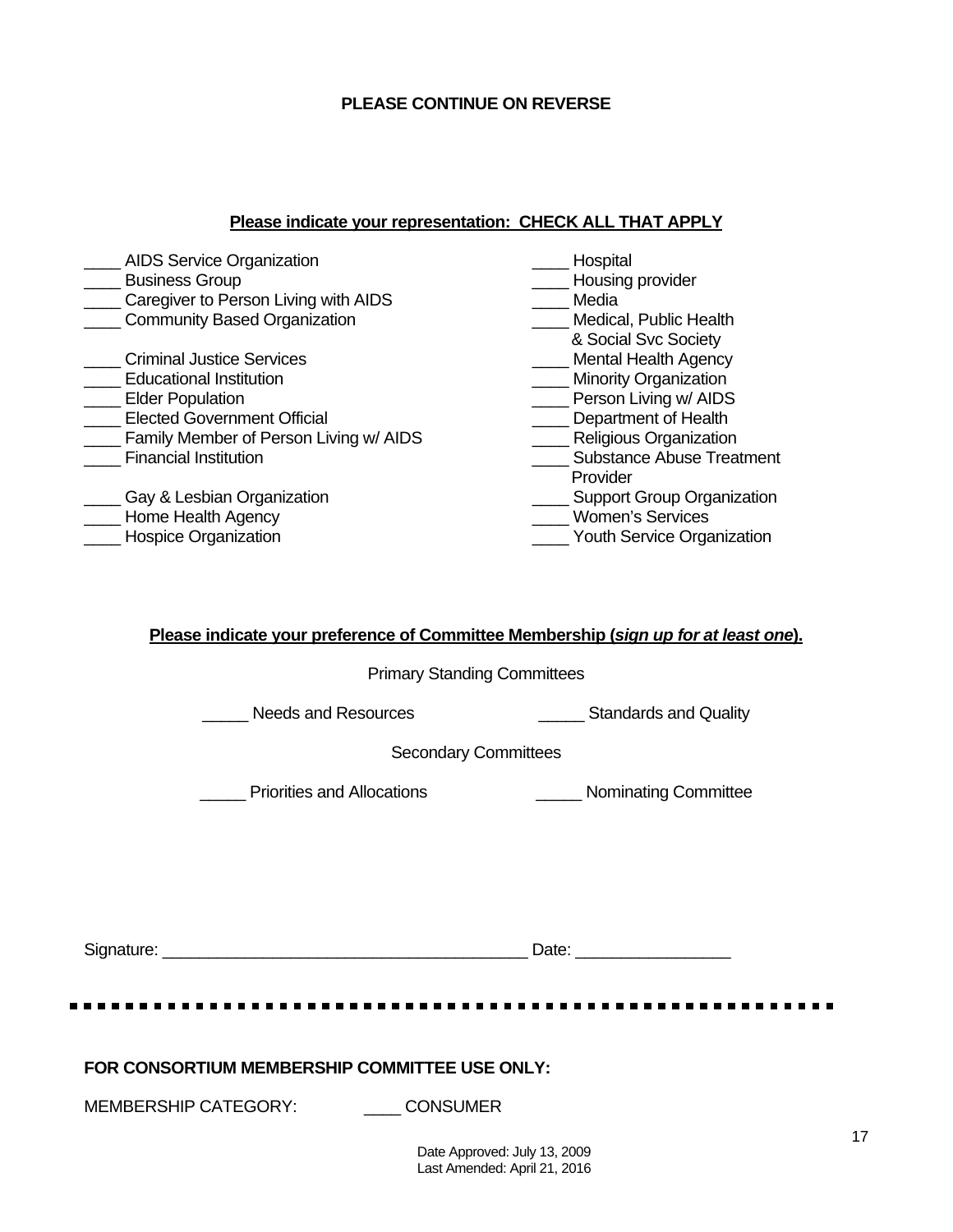**PLEASE CONTINUE ON REVERSE**

**Please indicate your representation: CHECK ALL THAT APPLY**

____ AIDS Service Organization
____ Business Group
____ Caregiver to Person Living with AIDS
____ Community Based Organization
____ Criminal Justice Services
____ Educational Institution
____ Elder Population
____ Elected Government Official
____ Family Member of Person Living w/ AIDS
____ Financial Institution
____ Gay & Lesbian Organization
____ Home Health Agency
____ Hospice Organization
____ Hospital
____ Housing provider
____ Media
____ Medical, Public Health & Social Svc Society
____ Mental Health Agency
____ Minority Organization
____ Person Living w/ AIDS
____ Department of Health
____ Religious Organization
____ Substance Abuse Treatment Provider
____ Support Group Organization
____ Women's Services
____ Youth Service Organization

**Please indicate your preference of Committee Membership (*sign up for at least one*).**

Primary Standing Committees

_____ Needs and Resources  _____ Standards and Quality

Secondary Committees

_____ Priorities and Allocations  _____ Nominating Committee

Signature: ________________________________________ Date: ________________

**FOR CONSORTIUM MEMBERSHIP COMMITTEE USE ONLY:**

MEMBERSHIP CATEGORY: ____ CONSUMER

Date Approved: July 13, 2009
Last Amended: April 21, 2016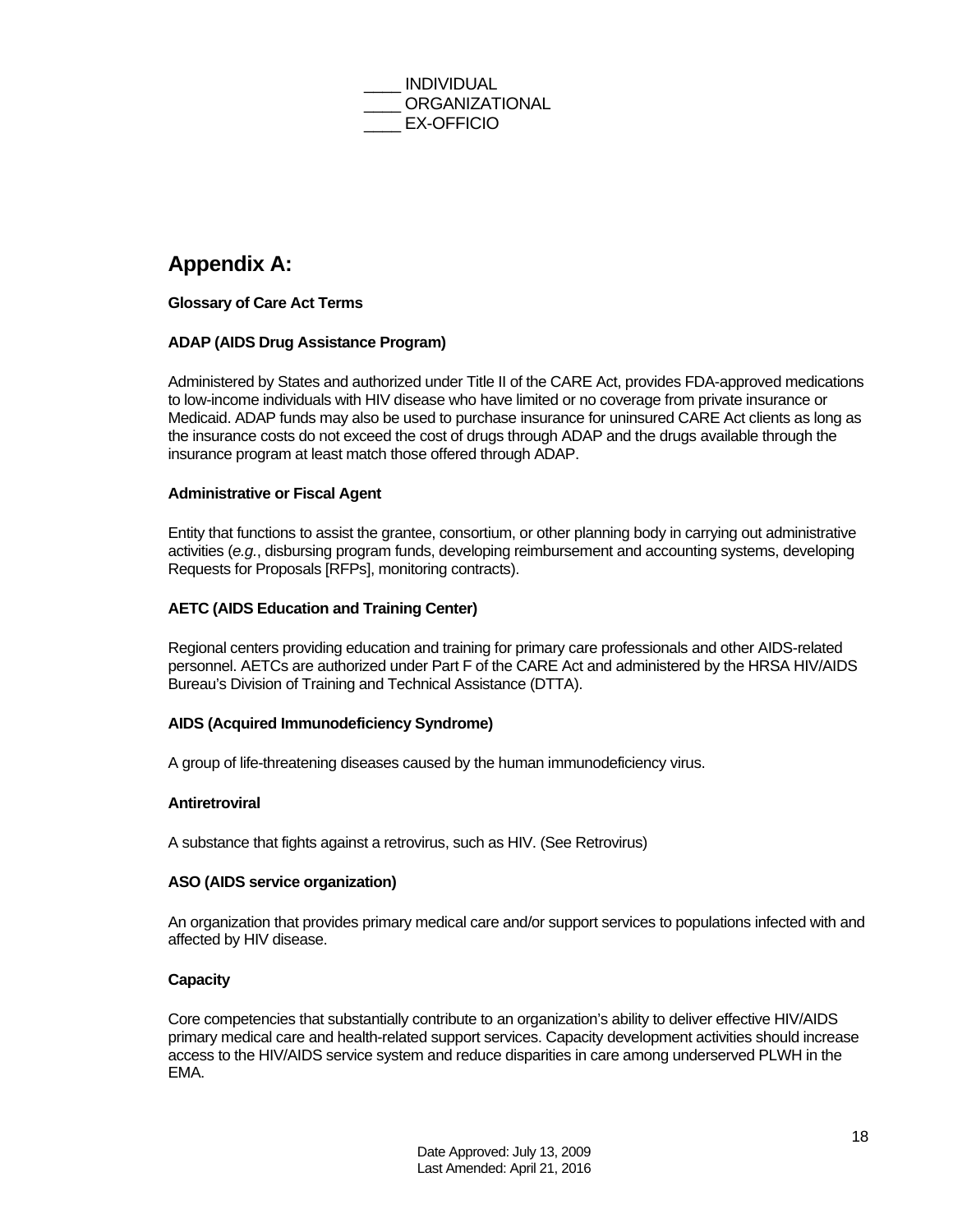____ INDIVIDUAL
____ ORGANIZATIONAL
____ EX-OFFICIO

## Appendix A:

**Glossary of Care Act Terms**

**ADAP (AIDS Drug Assistance Program)**

Administered by States and authorized under Title II of the CARE Act, provides FDA-approved medications to low-income individuals with HIV disease who have limited or no coverage from private insurance or Medicaid. ADAP funds may also be used to purchase insurance for uninsured CARE Act clients as long as the insurance costs do not exceed the cost of drugs through ADAP and the drugs available through the insurance program at least match those offered through ADAP.

**Administrative or Fiscal Agent**

Entity that functions to assist the grantee, consortium, or other planning body in carrying out administrative activities (*e.g.*, disbursing program funds, developing reimbursement and accounting systems, developing Requests for Proposals [RFPs], monitoring contracts).

**AETC (AIDS Education and Training Center)**

Regional centers providing education and training for primary care professionals and other AIDS-related personnel. AETCs are authorized under Part F of the CARE Act and administered by the HRSA HIV/AIDS Bureau's Division of Training and Technical Assistance (DTTA).

**AIDS (Acquired Immunodeficiency Syndrome)**

A group of life-threatening diseases caused by the human immunodeficiency virus.

**Antiretroviral**

A substance that fights against a retrovirus, such as HIV. (See Retrovirus)

**ASO (AIDS service organization)**

An organization that provides primary medical care and/or support services to populations infected with and affected by HIV disease.

**Capacity**

Core competencies that substantially contribute to an organization's ability to deliver effective HIV/AIDS primary medical care and health-related support services. Capacity development activities should increase access to the HIV/AIDS service system and reduce disparities in care among underserved PLWH in the EMA.

Date Approved: July 13, 2009
Last Amended: April 21, 2016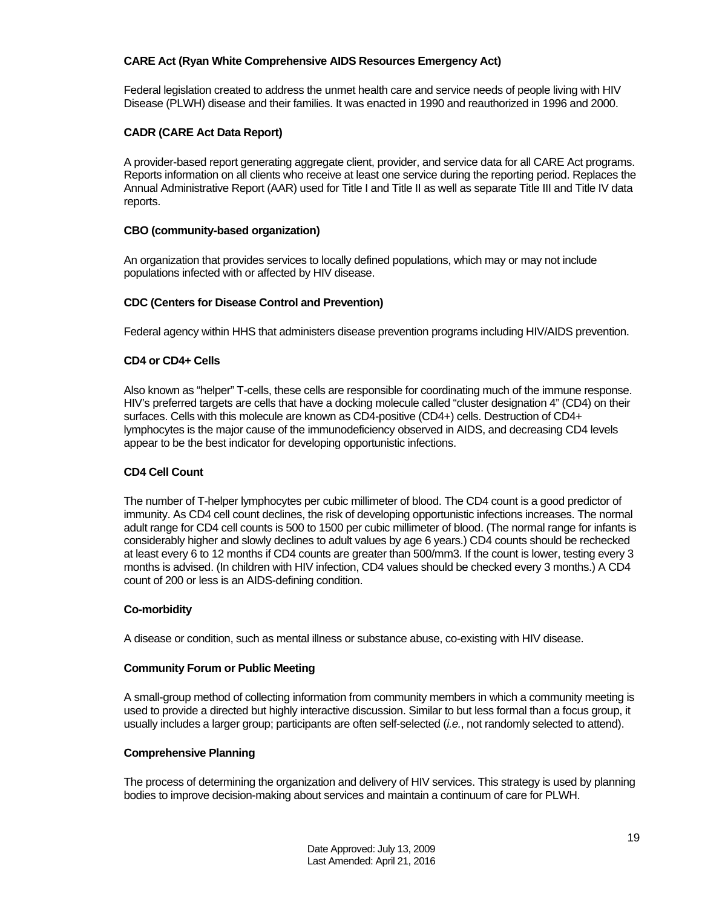**CARE Act (Ryan White Comprehensive AIDS Resources Emergency Act)**

Federal legislation created to address the unmet health care and service needs of people living with HIV Disease (PLWH) disease and their families. It was enacted in 1990 and reauthorized in 1996 and 2000.

**CADR (CARE Act Data Report)**

A provider-based report generating aggregate client, provider, and service data for all CARE Act programs. Reports information on all clients who receive at least one service during the reporting period. Replaces the Annual Administrative Report (AAR) used for Title I and Title II as well as separate Title III and Title IV data reports.

**CBO (community-based organization)**

An organization that provides services to locally defined populations, which may or may not include populations infected with or affected by HIV disease.

**CDC (Centers for Disease Control and Prevention)**

Federal agency within HHS that administers disease prevention programs including HIV/AIDS prevention.

**CD4 or CD4+ Cells**

Also known as "helper" T-cells, these cells are responsible for coordinating much of the immune response. HIV's preferred targets are cells that have a docking molecule called "cluster designation 4" (CD4) on their surfaces. Cells with this molecule are known as CD4-positive (CD4+) cells. Destruction of CD4+ lymphocytes is the major cause of the immunodeficiency observed in AIDS, and decreasing CD4 levels appear to be the best indicator for developing opportunistic infections.

**CD4 Cell Count**

The number of T-helper lymphocytes per cubic millimeter of blood. The CD4 count is a good predictor of immunity. As CD4 cell count declines, the risk of developing opportunistic infections increases. The normal adult range for CD4 cell counts is 500 to 1500 per cubic millimeter of blood. (The normal range for infants is considerably higher and slowly declines to adult values by age 6 years.) CD4 counts should be rechecked at least every 6 to 12 months if CD4 counts are greater than 500/mm3. If the count is lower, testing every 3 months is advised. (In children with HIV infection, CD4 values should be checked every 3 months.) A CD4 count of 200 or less is an AIDS-defining condition.

**Co-morbidity**

A disease or condition, such as mental illness or substance abuse, co-existing with HIV disease.

**Community Forum or Public Meeting**

A small-group method of collecting information from community members in which a community meeting is used to provide a directed but highly interactive discussion. Similar to but less formal than a focus group, it usually includes a larger group; participants are often self-selected (*i.e.*, not randomly selected to attend).

**Comprehensive Planning**

The process of determining the organization and delivery of HIV services. This strategy is used by planning bodies to improve decision-making about services and maintain a continuum of care for PLWH.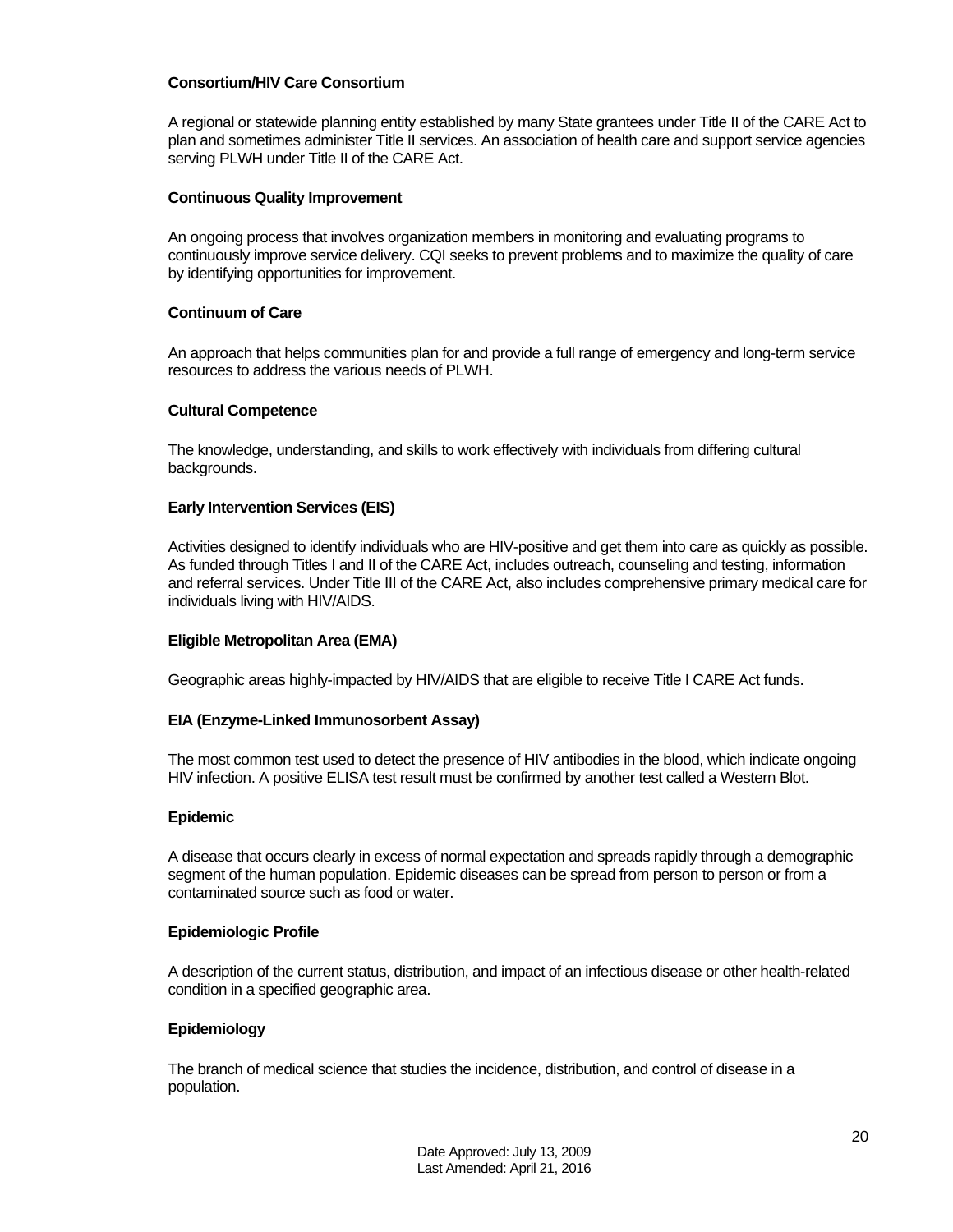**Consortium/HIV Care Consortium**

A regional or statewide planning entity established by many State grantees under Title II of the CARE Act to plan and sometimes administer Title II services. An association of health care and support service agencies serving PLWH under Title II of the CARE Act.

**Continuous Quality Improvement**

An ongoing process that involves organization members in monitoring and evaluating programs to continuously improve service delivery. CQI seeks to prevent problems and to maximize the quality of care by identifying opportunities for improvement.

**Continuum of Care**

An approach that helps communities plan for and provide a full range of emergency and long-term service resources to address the various needs of PLWH.

**Cultural Competence**

The knowledge, understanding, and skills to work effectively with individuals from differing cultural backgrounds.

**Early Intervention Services (EIS)**

Activities designed to identify individuals who are HIV-positive and get them into care as quickly as possible. As funded through Titles I and II of the CARE Act, includes outreach, counseling and testing, information and referral services. Under Title III of the CARE Act, also includes comprehensive primary medical care for individuals living with HIV/AIDS.

**Eligible Metropolitan Area (EMA)**

Geographic areas highly-impacted by HIV/AIDS that are eligible to receive Title I CARE Act funds.

**EIA (Enzyme-Linked Immunosorbent Assay)**

The most common test used to detect the presence of HIV antibodies in the blood, which indicate ongoing HIV infection. A positive ELISA test result must be confirmed by another test called a Western Blot.

**Epidemic**

A disease that occurs clearly in excess of normal expectation and spreads rapidly through a demographic segment of the human population. Epidemic diseases can be spread from person to person or from a contaminated source such as food or water.

**Epidemiologic Profile**

A description of the current status, distribution, and impact of an infectious disease or other health-related condition in a specified geographic area.

**Epidemiology**

The branch of medical science that studies the incidence, distribution, and control of disease in a population.

Date Approved: July 13, 2009
Last Amended: April 21, 2016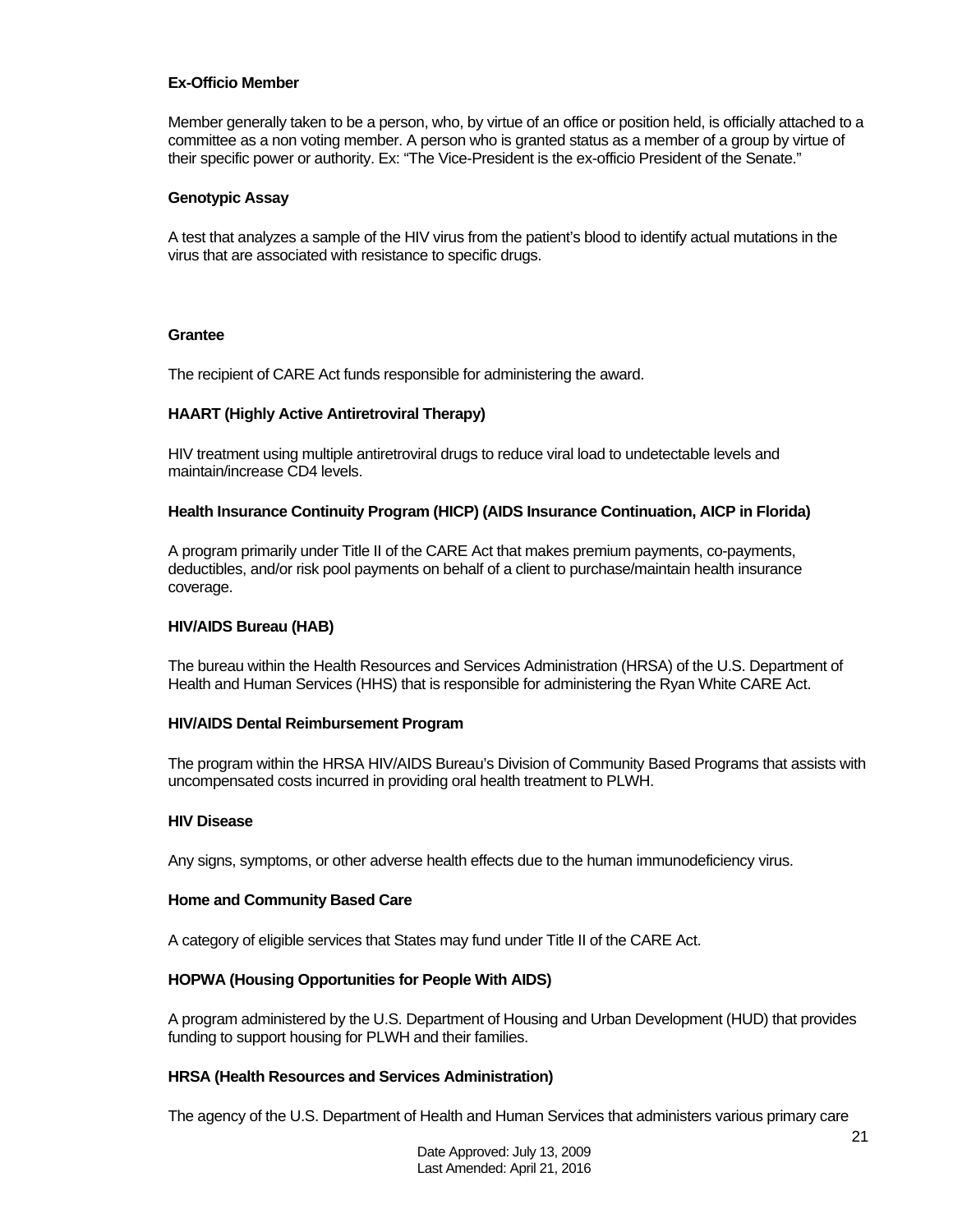**Ex-Officio Member**

Member generally taken to be a person, who, by virtue of an office or position held, is officially attached to a committee as a non voting member. A person who is granted status as a member of a group by virtue of their specific power or authority. Ex: "The Vice-President is the ex-officio President of the Senate."

**Genotypic Assay**

A test that analyzes a sample of the HIV virus from the patient's blood to identify actual mutations in the virus that are associated with resistance to specific drugs.

**Grantee**

The recipient of CARE Act funds responsible for administering the award.

**HAART (Highly Active Antiretroviral Therapy)**

HIV treatment using multiple antiretroviral drugs to reduce viral load to undetectable levels and maintain/increase CD4 levels.

**Health Insurance Continuity Program (HICP) (AIDS Insurance Continuation, AICP in Florida)**

A program primarily under Title II of the CARE Act that makes premium payments, co-payments, deductibles, and/or risk pool payments on behalf of a client to purchase/maintain health insurance coverage.

**HIV/AIDS Bureau (HAB)**

The bureau within the Health Resources and Services Administration (HRSA) of the U.S. Department of Health and Human Services (HHS) that is responsible for administering the Ryan White CARE Act.

**HIV/AIDS Dental Reimbursement Program**

The program within the HRSA HIV/AIDS Bureau's Division of Community Based Programs that assists with uncompensated costs incurred in providing oral health treatment to PLWH.

**HIV Disease**

Any signs, symptoms, or other adverse health effects due to the human immunodeficiency virus.

**Home and Community Based Care**

A category of eligible services that States may fund under Title II of the CARE Act.

**HOPWA (Housing Opportunities for People With AIDS)**

A program administered by the U.S. Department of Housing and Urban Development (HUD) that provides funding to support housing for PLWH and their families.

**HRSA (Health Resources and Services Administration)**

The agency of the U.S. Department of Health and Human Services that administers various primary care

Date Approved: July 13, 2009
Last Amended: April 21, 2016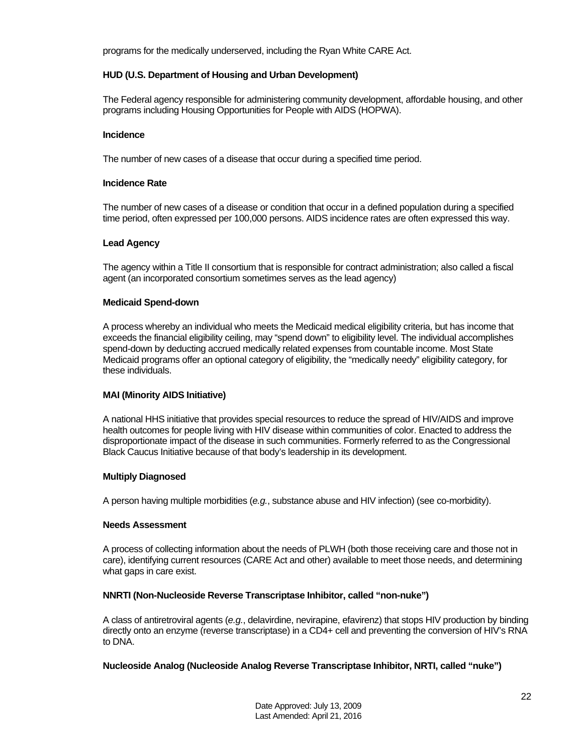programs for the medically underserved, including the Ryan White CARE Act.

**HUD (U.S. Department of Housing and Urban Development)**

The Federal agency responsible for administering community development, affordable housing, and other programs including Housing Opportunities for People with AIDS (HOPWA).

**Incidence**

The number of new cases of a disease that occur during a specified time period.

**Incidence Rate**

The number of new cases of a disease or condition that occur in a defined population during a specified time period, often expressed per 100,000 persons. AIDS incidence rates are often expressed this way.

**Lead Agency**

The agency within a Title II consortium that is responsible for contract administration; also called a fiscal agent (an incorporated consortium sometimes serves as the lead agency)

**Medicaid Spend-down**

A process whereby an individual who meets the Medicaid medical eligibility criteria, but has income that exceeds the financial eligibility ceiling, may "spend down" to eligibility level. The individual accomplishes spend-down by deducting accrued medically related expenses from countable income. Most State Medicaid programs offer an optional category of eligibility, the "medically needy" eligibility category, for these individuals.

**MAI (Minority AIDS Initiative)**

A national HHS initiative that provides special resources to reduce the spread of HIV/AIDS and improve health outcomes for people living with HIV disease within communities of color. Enacted to address the disproportionate impact of the disease in such communities. Formerly referred to as the Congressional Black Caucus Initiative because of that body's leadership in its development.

**Multiply Diagnosed**

A person having multiple morbidities (*e.g.*, substance abuse and HIV infection) (see co-morbidity).

**Needs Assessment**

A process of collecting information about the needs of PLWH (both those receiving care and those not in care), identifying current resources (CARE Act and other) available to meet those needs, and determining what gaps in care exist.

**NNRTI (Non-Nucleoside Reverse Transcriptase Inhibitor, called "non-nuke")**

A class of antiretroviral agents (*e.g.*, delavirdine, nevirapine, efavirenz) that stops HIV production by binding directly onto an enzyme (reverse transcriptase) in a CD4+ cell and preventing the conversion of HIV's RNA to DNA.

**Nucleoside Analog (Nucleoside Analog Reverse Transcriptase Inhibitor, NRTI, called "nuke")**

Date Approved: July 13, 2009
Last Amended: April 21, 2016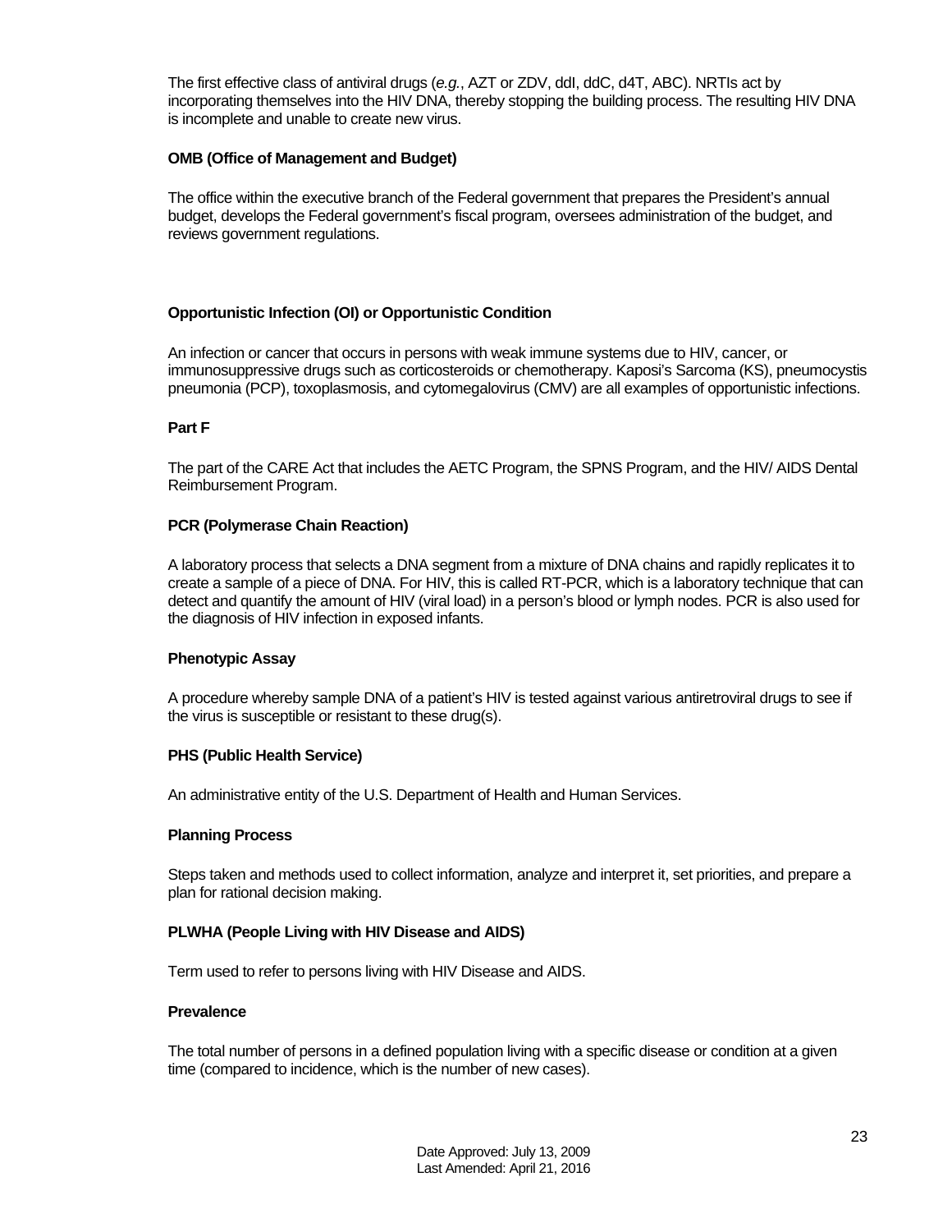The first effective class of antiviral drugs (*e.g.*, AZT or ZDV, ddI, ddC, d4T, ABC). NRTIs act by incorporating themselves into the HIV DNA, thereby stopping the building process. The resulting HIV DNA is incomplete and unable to create new virus.

**OMB (Office of Management and Budget)**

The office within the executive branch of the Federal government that prepares the President's annual budget, develops the Federal government's fiscal program, oversees administration of the budget, and reviews government regulations.

**Opportunistic Infection (OI) or Opportunistic Condition**

An infection or cancer that occurs in persons with weak immune systems due to HIV, cancer, or immunosuppressive drugs such as corticosteroids or chemotherapy. Kaposi's Sarcoma (KS), pneumocystis pneumonia (PCP), toxoplasmosis, and cytomegalovirus (CMV) are all examples of opportunistic infections.

**Part F**

The part of the CARE Act that includes the AETC Program, the SPNS Program, and the HIV/ AIDS Dental Reimbursement Program.

**PCR (Polymerase Chain Reaction)**

A laboratory process that selects a DNA segment from a mixture of DNA chains and rapidly replicates it to create a sample of a piece of DNA. For HIV, this is called RT-PCR, which is a laboratory technique that can detect and quantify the amount of HIV (viral load) in a person's blood or lymph nodes. PCR is also used for the diagnosis of HIV infection in exposed infants.

**Phenotypic Assay**

A procedure whereby sample DNA of a patient's HIV is tested against various antiretroviral drugs to see if the virus is susceptible or resistant to these drug(s).

**PHS (Public Health Service)**

An administrative entity of the U.S. Department of Health and Human Services.

**Planning Process**

Steps taken and methods used to collect information, analyze and interpret it, set priorities, and prepare a plan for rational decision making.

**PLWHA (People Living with HIV Disease and AIDS)**

Term used to refer to persons living with HIV Disease and AIDS.

**Prevalence**

The total number of persons in a defined population living with a specific disease or condition at a given time (compared to incidence, which is the number of new cases).

Date Approved: July 13, 2009
Last Amended: April 21, 2016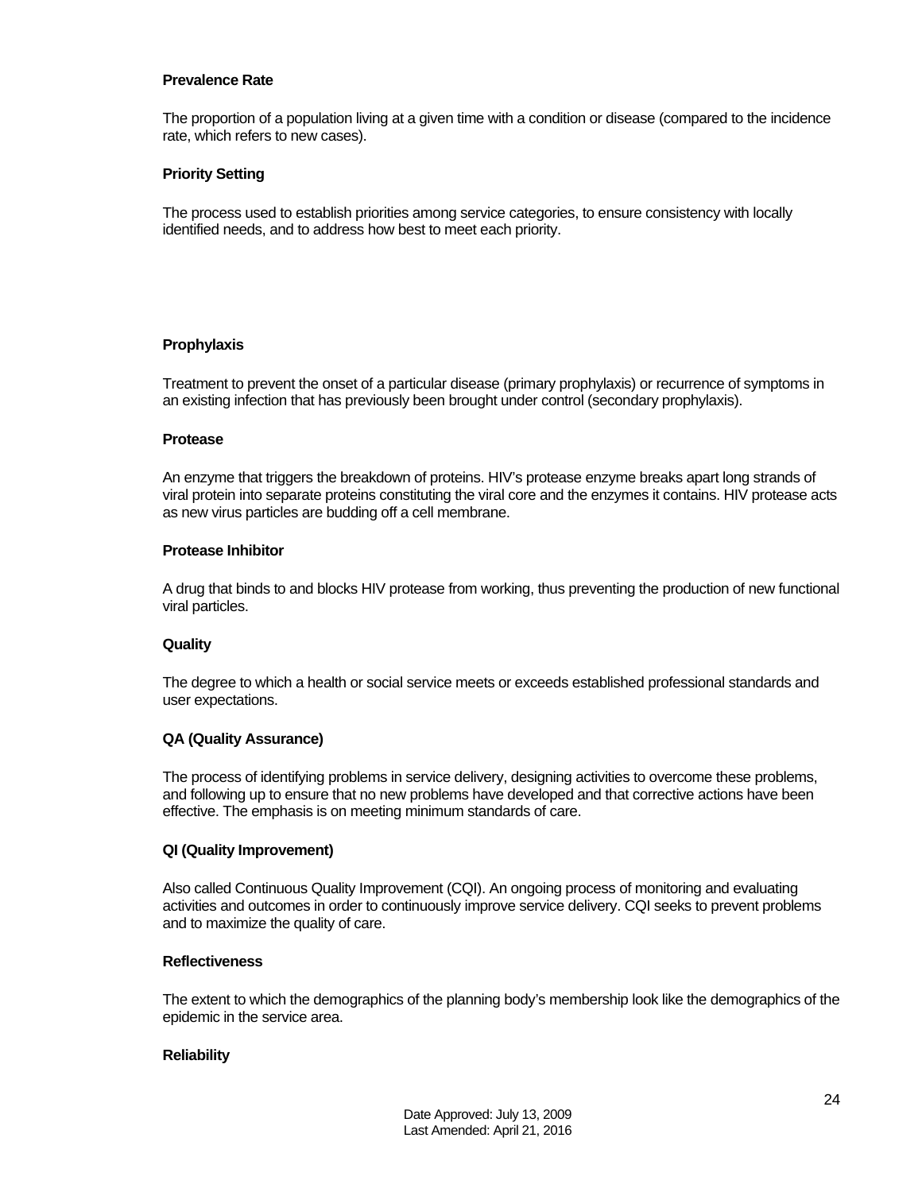**Prevalence Rate**

The proportion of a population living at a given time with a condition or disease (compared to the incidence rate, which refers to new cases).

**Priority Setting**

The process used to establish priorities among service categories, to ensure consistency with locally identified needs, and to address how best to meet each priority.

**Prophylaxis**

Treatment to prevent the onset of a particular disease (primary prophylaxis) or recurrence of symptoms in an existing infection that has previously been brought under control (secondary prophylaxis).

**Protease**

An enzyme that triggers the breakdown of proteins. HIV's protease enzyme breaks apart long strands of viral protein into separate proteins constituting the viral core and the enzymes it contains. HIV protease acts as new virus particles are budding off a cell membrane.

**Protease Inhibitor**

A drug that binds to and blocks HIV protease from working, thus preventing the production of new functional viral particles.

**Quality**

The degree to which a health or social service meets or exceeds established professional standards and user expectations.

**QA (Quality Assurance)**

The process of identifying problems in service delivery, designing activities to overcome these problems, and following up to ensure that no new problems have developed and that corrective actions have been effective. The emphasis is on meeting minimum standards of care.

**QI (Quality Improvement)**

Also called Continuous Quality Improvement (CQI). An ongoing process of monitoring and evaluating activities and outcomes in order to continuously improve service delivery. CQI seeks to prevent problems and to maximize the quality of care.

**Reflectiveness**

The extent to which the demographics of the planning body's membership look like the demographics of the epidemic in the service area.

**Reliability**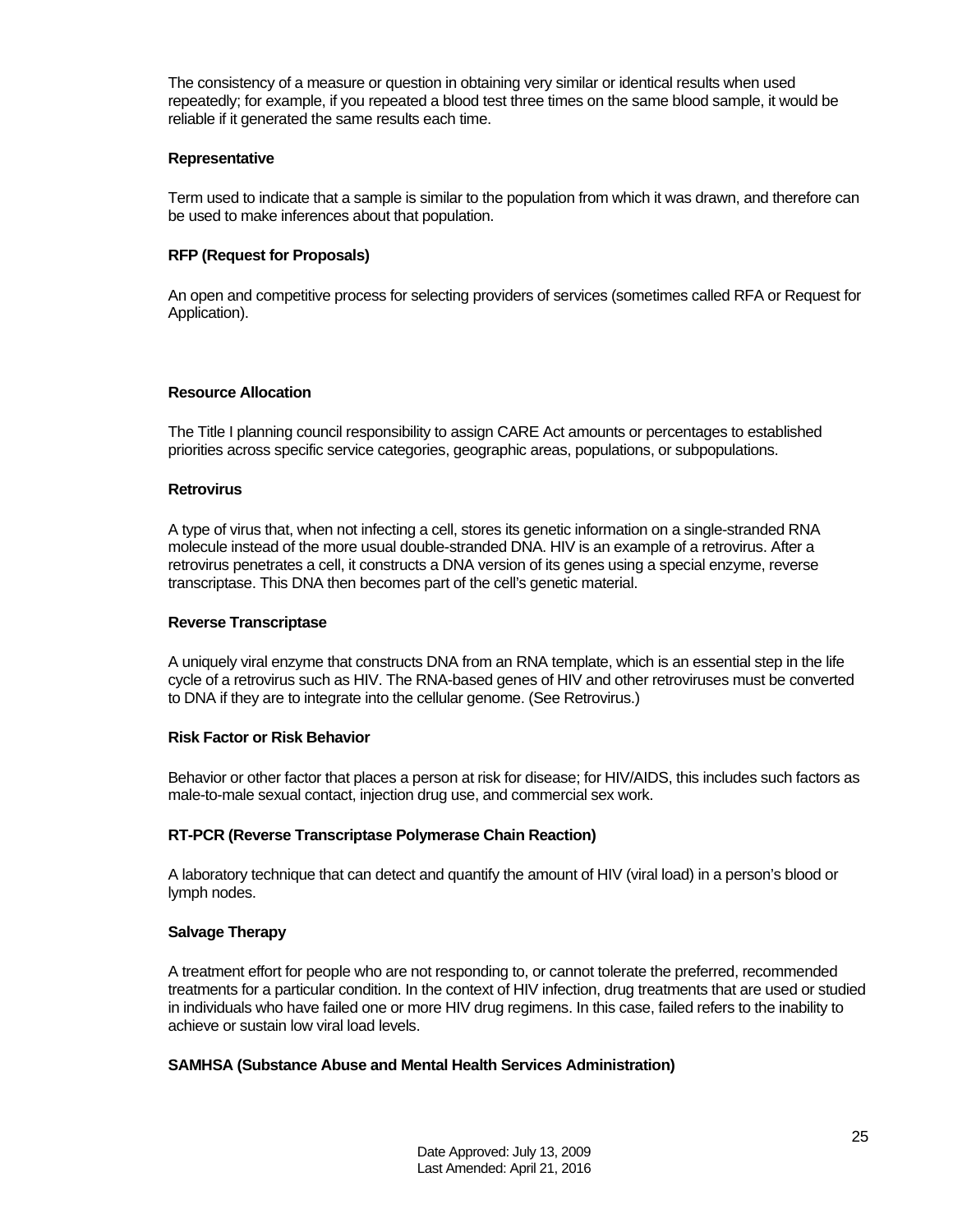The consistency of a measure or question in obtaining very similar or identical results when used repeatedly; for example, if you repeated a blood test three times on the same blood sample, it would be reliable if it generated the same results each time.

**Representative**

Term used to indicate that a sample is similar to the population from which it was drawn, and therefore can be used to make inferences about that population.

**RFP (Request for Proposals)**

An open and competitive process for selecting providers of services (sometimes called RFA or Request for Application).

**Resource Allocation**

The Title I planning council responsibility to assign CARE Act amounts or percentages to established priorities across specific service categories, geographic areas, populations, or subpopulations.

**Retrovirus**

A type of virus that, when not infecting a cell, stores its genetic information on a single-stranded RNA molecule instead of the more usual double-stranded DNA. HIV is an example of a retrovirus. After a retrovirus penetrates a cell, it constructs a DNA version of its genes using a special enzyme, reverse transcriptase. This DNA then becomes part of the cell's genetic material.

**Reverse Transcriptase**

A uniquely viral enzyme that constructs DNA from an RNA template, which is an essential step in the life cycle of a retrovirus such as HIV. The RNA-based genes of HIV and other retroviruses must be converted to DNA if they are to integrate into the cellular genome. (See Retrovirus.)

**Risk Factor or Risk Behavior**

Behavior or other factor that places a person at risk for disease; for HIV/AIDS, this includes such factors as male-to-male sexual contact, injection drug use, and commercial sex work.

**RT-PCR (Reverse Transcriptase Polymerase Chain Reaction)**

A laboratory technique that can detect and quantify the amount of HIV (viral load) in a person's blood or lymph nodes.

**Salvage Therapy**

A treatment effort for people who are not responding to, or cannot tolerate the preferred, recommended treatments for a particular condition. In the context of HIV infection, drug treatments that are used or studied in individuals who have failed one or more HIV drug regimens. In this case, failed refers to the inability to achieve or sustain low viral load levels.

**SAMHSA (Substance Abuse and Mental Health Services Administration)**

Date Approved: July 13, 2009
Last Amended: April 21, 2016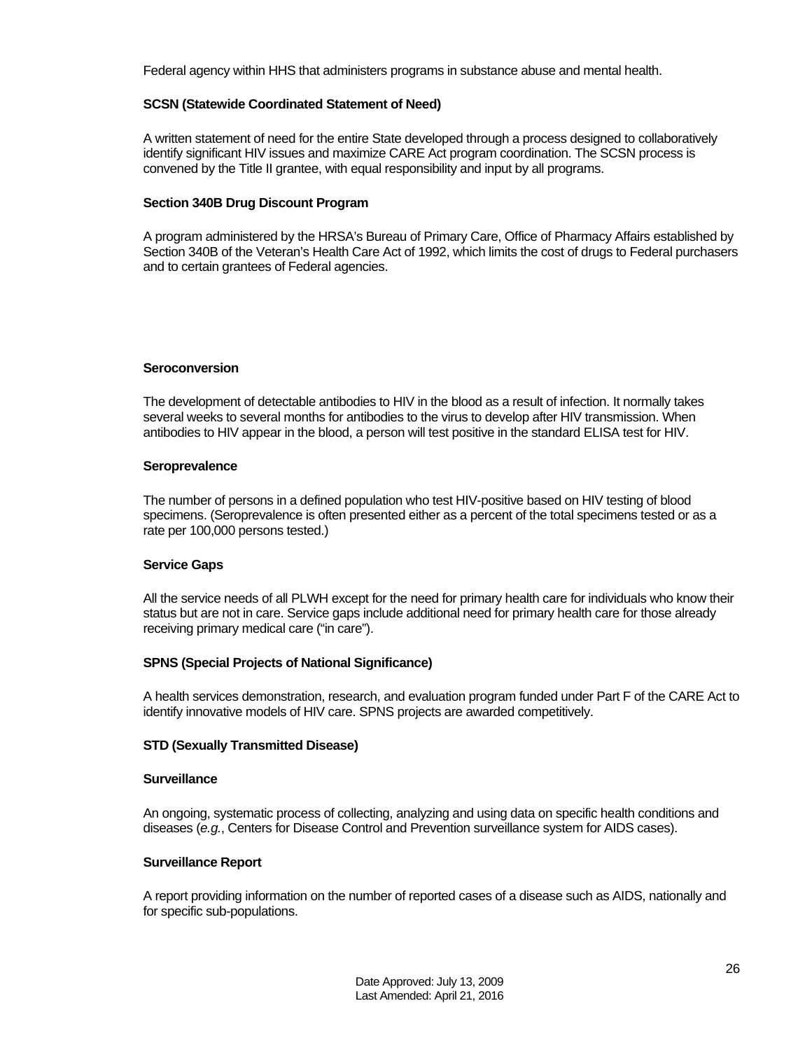Federal agency within HHS that administers programs in substance abuse and mental health.

**SCSN (Statewide Coordinated Statement of Need)**

A written statement of need for the entire State developed through a process designed to collaboratively identify significant HIV issues and maximize CARE Act program coordination. The SCSN process is convened by the Title II grantee, with equal responsibility and input by all programs.

**Section 340B Drug Discount Program**

A program administered by the HRSA's Bureau of Primary Care, Office of Pharmacy Affairs established by Section 340B of the Veteran's Health Care Act of 1992, which limits the cost of drugs to Federal purchasers and to certain grantees of Federal agencies.

**Seroconversion**

The development of detectable antibodies to HIV in the blood as a result of infection. It normally takes several weeks to several months for antibodies to the virus to develop after HIV transmission. When antibodies to HIV appear in the blood, a person will test positive in the standard ELISA test for HIV.

**Seroprevalence**

The number of persons in a defined population who test HIV-positive based on HIV testing of blood specimens. (Seroprevalence is often presented either as a percent of the total specimens tested or as a rate per 100,000 persons tested.)

**Service Gaps**

All the service needs of all PLWH except for the need for primary health care for individuals who know their status but are not in care. Service gaps include additional need for primary health care for those already receiving primary medical care ("in care").

**SPNS (Special Projects of National Significance)**

A health services demonstration, research, and evaluation program funded under Part F of the CARE Act to identify innovative models of HIV care. SPNS projects are awarded competitively.

**STD (Sexually Transmitted Disease)**

**Surveillance**

An ongoing, systematic process of collecting, analyzing and using data on specific health conditions and diseases (*e.g.*, Centers for Disease Control and Prevention surveillance system for AIDS cases).

**Surveillance Report**

A report providing information on the number of reported cases of a disease such as AIDS, nationally and for specific sub-populations.

Date Approved: July 13, 2009
Last Amended: April 21, 2016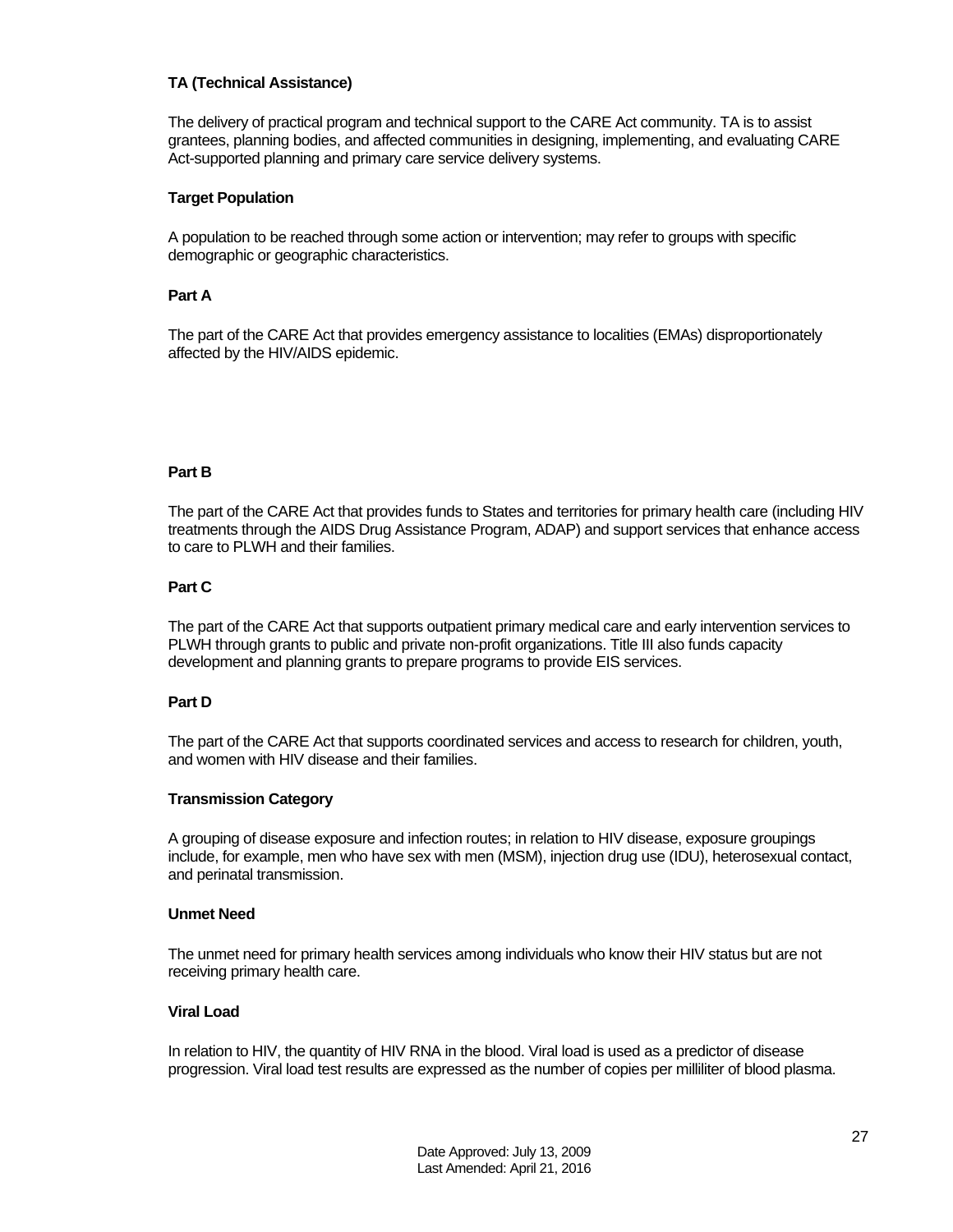**TA (Technical Assistance)**

The delivery of practical program and technical support to the CARE Act community. TA is to assist grantees, planning bodies, and affected communities in designing, implementing, and evaluating CARE Act-supported planning and primary care service delivery systems.

**Target Population**

A population to be reached through some action or intervention; may refer to groups with specific demographic or geographic characteristics.

**Part A**

The part of the CARE Act that provides emergency assistance to localities (EMAs) disproportionately affected by the HIV/AIDS epidemic.

**Part B**

The part of the CARE Act that provides funds to States and territories for primary health care (including HIV treatments through the AIDS Drug Assistance Program, ADAP) and support services that enhance access to care to PLWH and their families.

**Part C**

The part of the CARE Act that supports outpatient primary medical care and early intervention services to PLWH through grants to public and private non-profit organizations. Title III also funds capacity development and planning grants to prepare programs to provide EIS services.

**Part D**

The part of the CARE Act that supports coordinated services and access to research for children, youth, and women with HIV disease and their families.

**Transmission Category**

A grouping of disease exposure and infection routes; in relation to HIV disease, exposure groupings include, for example, men who have sex with men (MSM), injection drug use (IDU), heterosexual contact, and perinatal transmission.

**Unmet Need**

The unmet need for primary health services among individuals who know their HIV status but are not receiving primary health care.

**Viral Load**

In relation to HIV, the quantity of HIV RNA in the blood. Viral load is used as a predictor of disease progression. Viral load test results are expressed as the number of copies per milliliter of blood plasma.

Date Approved: July 13, 2009
Last Amended: April 21, 2016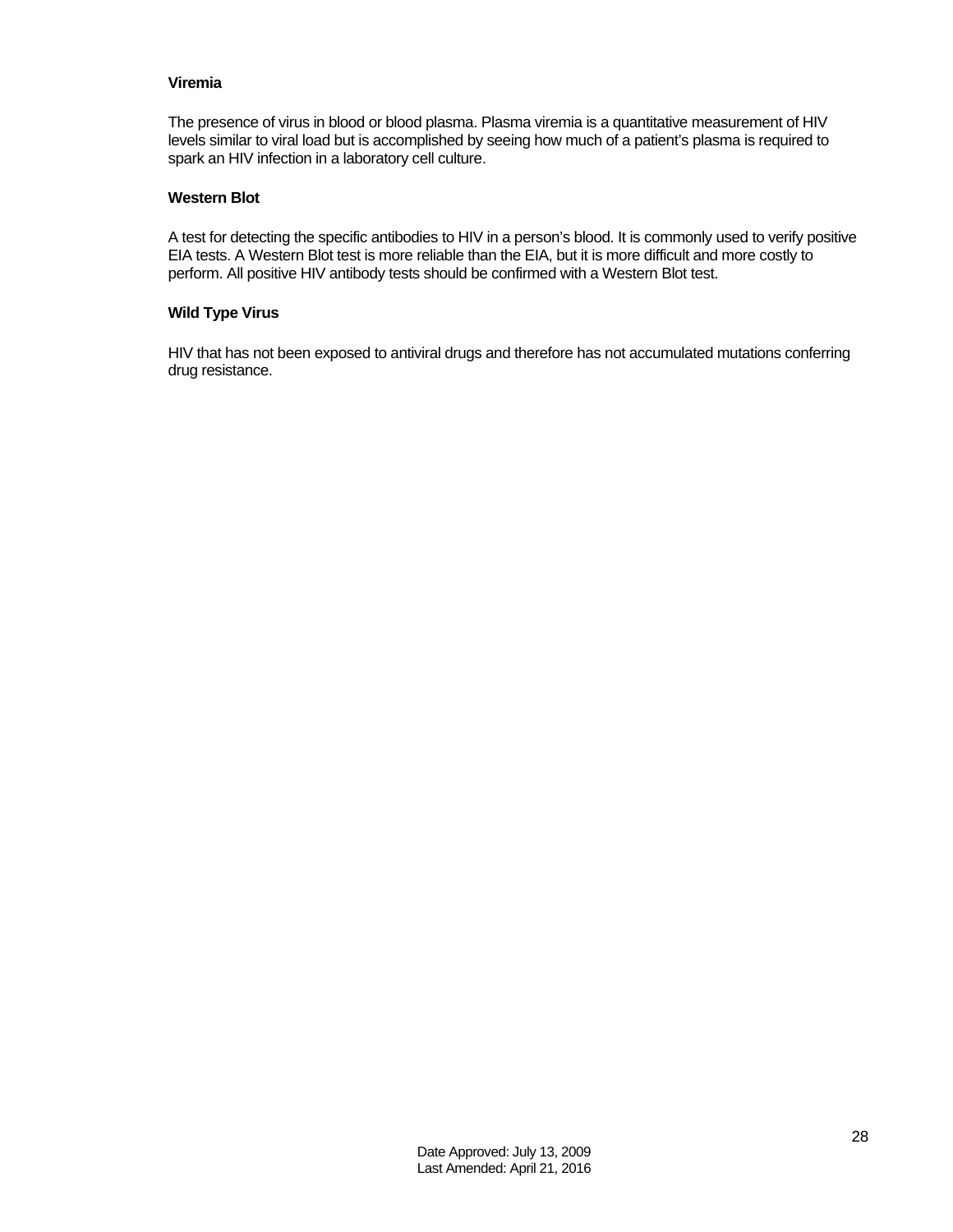**Viremia**

The presence of virus in blood or blood plasma. Plasma viremia is a quantitative measurement of HIV levels similar to viral load but is accomplished by seeing how much of a patient's plasma is required to spark an HIV infection in a laboratory cell culture.

**Western Blot**

A test for detecting the specific antibodies to HIV in a person's blood. It is commonly used to verify positive EIA tests. A Western Blot test is more reliable than the EIA, but it is more difficult and more costly to perform. All positive HIV antibody tests should be confirmed with a Western Blot test.

**Wild Type Virus**

HIV that has not been exposed to antiviral drugs and therefore has not accumulated mutations conferring drug resistance.